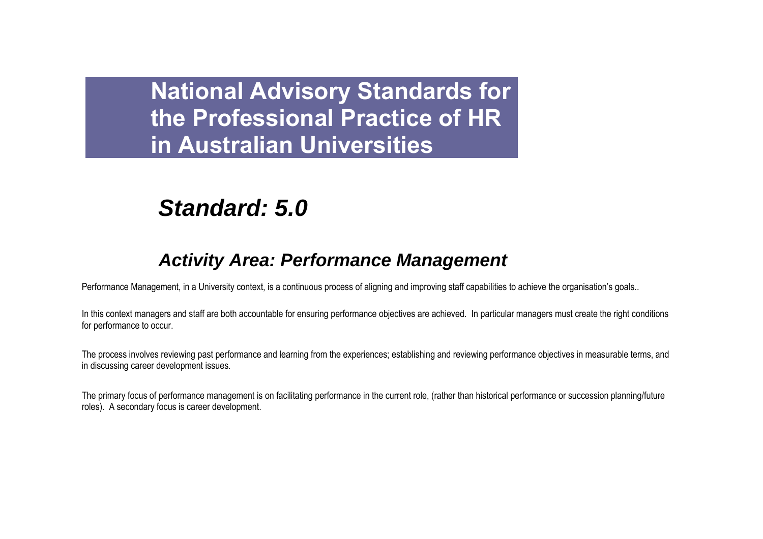# National Advisory Standards for the Professional Practice of HR in Australian Universities

## *Standard: 5.0*

### *Activity Area: Performance Management*

Performance Management, in a University context, is a continuous process of aligning and improving staff capabilities to achieve the organisation's goals..

In this context managers and staff are both accountable for ensuring performance objectives are achieved. In particular managers must create the right conditions for performance to occur.

The process involves reviewing past performance and learning from the experiences; establishing and reviewing performance objectives in measurable terms, and in discussing career development issues.

The primary focus of performance management is on facilitating performance in the current role, (rather than historical performance or succession planning/future roles). A secondary focus is career development.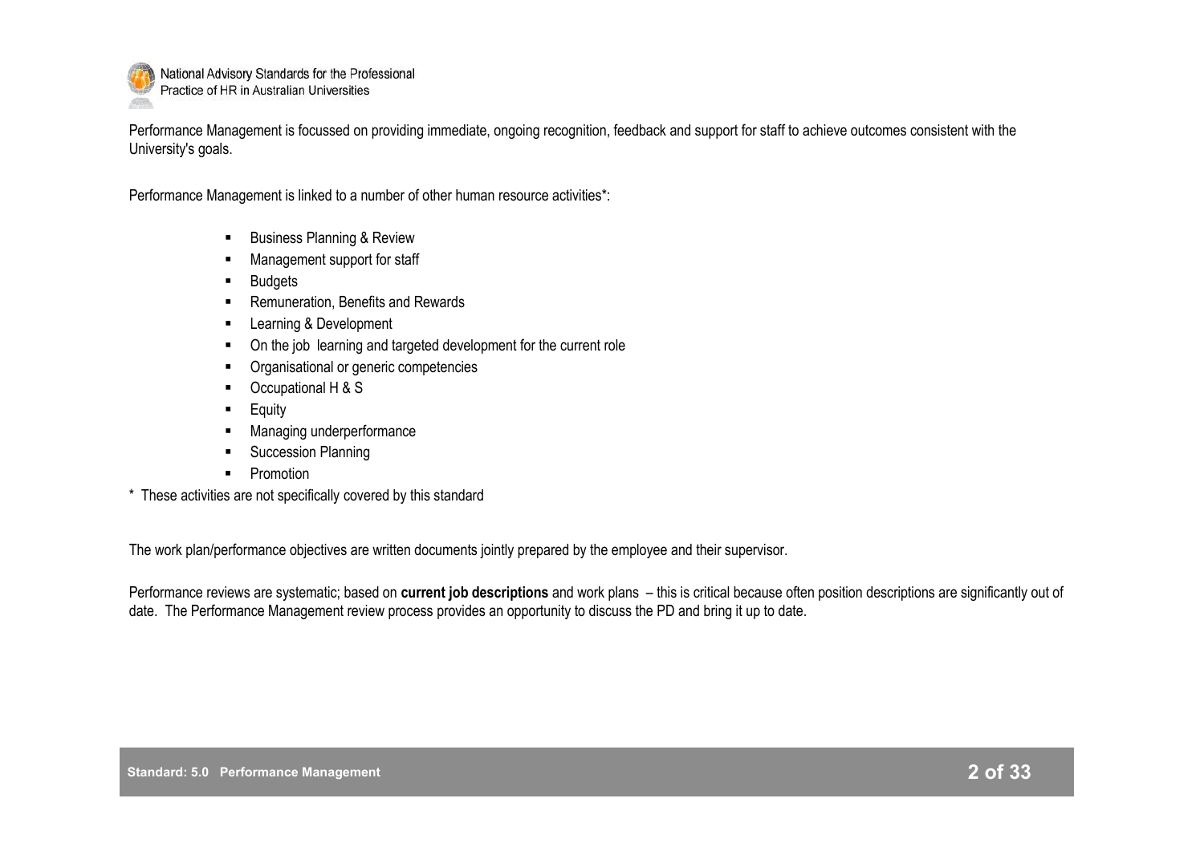Performance Management is focussed on providing immediate, ongoing recognition, feedback and support for staff to achieve outcomes consistent with the University's goals.

Performance Management is linked to a number of other human resource activities*:

- Business Planning & Review
- Management support for staff
- Budgets
- Remuneration, Benefits and Rewards
- Learning & Development
- On the job learning and targeted development for the current role
- Organisational or generic competencies
- Occupational H & S
- Equity
- Managing underperformance
- Succession Planning
- Promotion

\* These activities are not specifically covered by this standard

The work plan/performance objectives are written documents jointly prepared by the employee and their supervisor.

Performance reviews are systematic; based on **current job descriptions** and work plans – this is critical because often position descriptions are significantly out of date. The Performance Management review process provides an opportunity to discuss the PD and bring it up to date.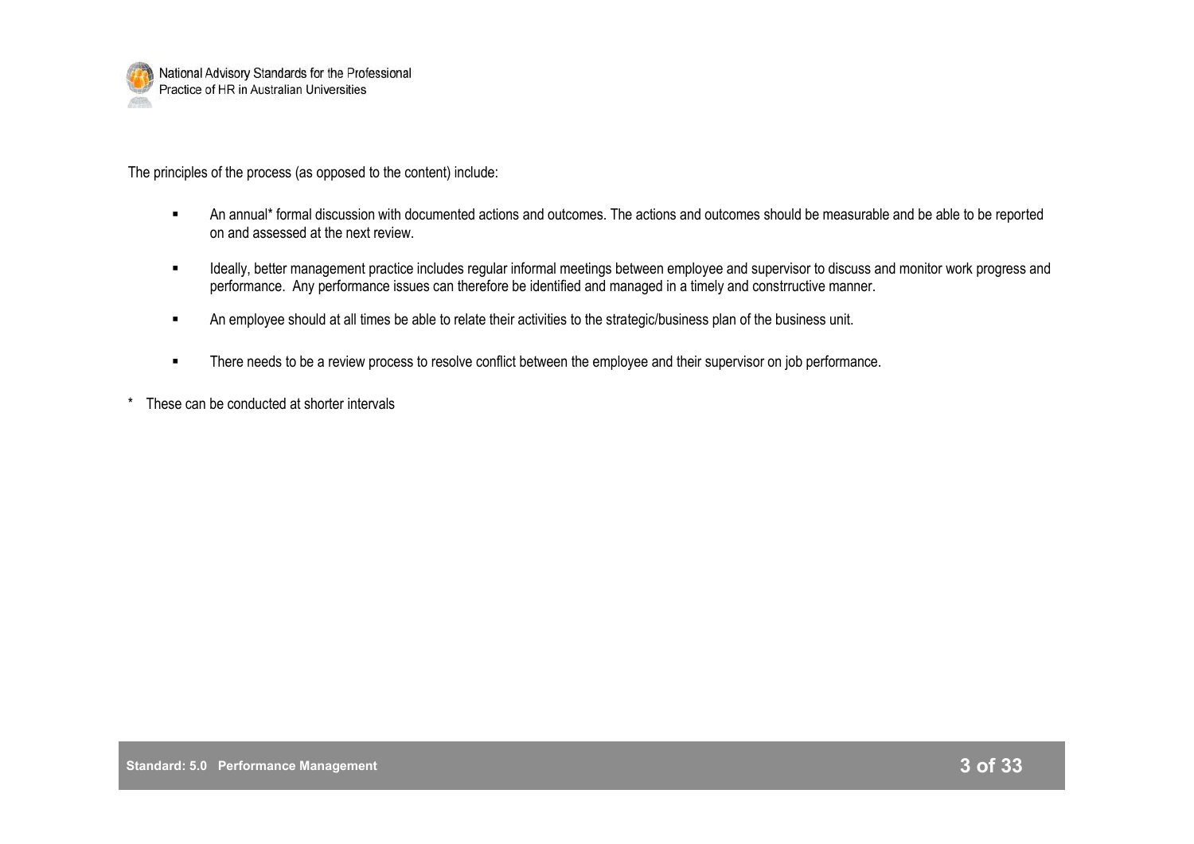The principles of the process (as opposed to the content) include:

- An annual* formal discussion with documented actions and outcomes. The actions and outcomes should be measurable and be able to be reported on and assessed at the next review.
- Ideally, better management practice includes regular informal meetings between employee and supervisor to discuss and monitor work progress and performance. Any performance issues can therefore be identified and managed in a timely and constrructive manner.
- An employee should at all times be able to relate their activities to the strategic/business plan of the business unit.
- There needs to be a review process to resolve conflict between the employee and their supervisor on job performance.

\* These can be conducted at shorter intervals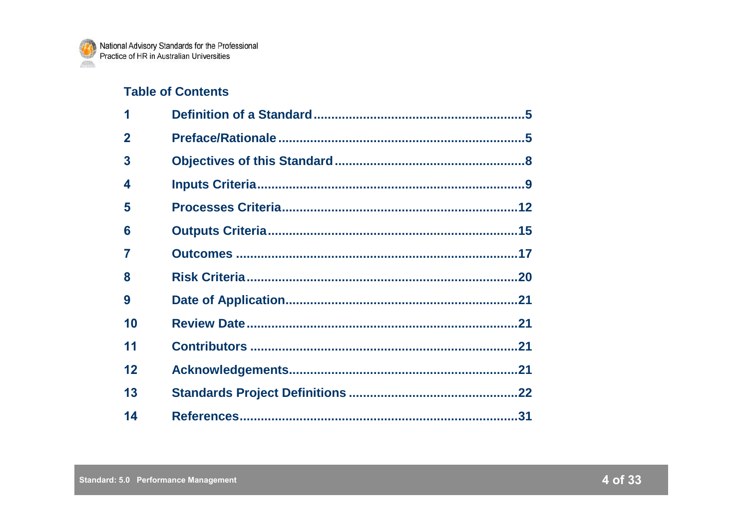## Table of Contents

| | | |
|---|---|---|
| 1 | Definition of a Standard | 5 |
| 2 | Preface/Rationale | 5 |
| 3 | Objectives of this Standard | 8 |
| 4 | Inputs Criteria | 9 |
| 5 | Processes Criteria | 12 |
| 6 | Outputs Criteria | 15 |
| 7 | Outcomes | 17 |
| 8 | Risk Criteria | 20 |
| 9 | Date of Application | 21 |
| 10 | Review Date | 21 |
| 11 | Contributors | 21 |
| 12 | Acknowledgements | 21 |
| 13 | Standards Project Definitions | 22 |
| 14 | References | 31 |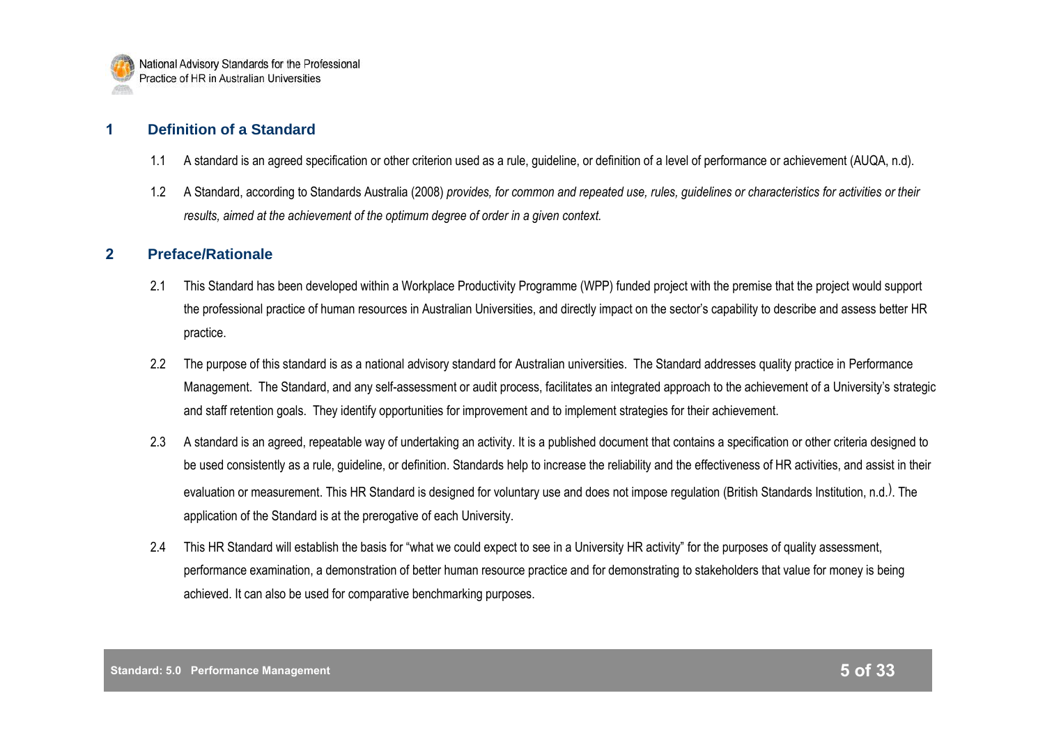## 1 Definition of a Standard

1.1 A standard is an agreed specification or other criterion used as a rule, guideline, or definition of a level of performance or achievement (AUQA, n.d).

1.2 A Standard, according to Standards Australia (2008) *provides, for common and repeated use, rules, guidelines or characteristics for activities or their results, aimed at the achievement of the optimum degree of order in a given context.*

## 2 Preface/Rationale

2.1 This Standard has been developed within a Workplace Productivity Programme (WPP) funded project with the premise that the project would support the professional practice of human resources in Australian Universities, and directly impact on the sector's capability to describe and assess better HR practice.

2.2 The purpose of this standard is as a national advisory standard for Australian universities. The Standard addresses quality practice in Performance Management. The Standard, and any self-assessment or audit process, facilitates an integrated approach to the achievement of a University's strategic and staff retention goals. They identify opportunities for improvement and to implement strategies for their achievement.

2.3 A standard is an agreed, repeatable way of undertaking an activity. It is a published document that contains a specification or other criteria designed to be used consistently as a rule, guideline, or definition. Standards help to increase the reliability and the effectiveness of HR activities, and assist in their evaluation or measurement. This HR Standard is designed for voluntary use and does not impose regulation (British Standards Institution, n.d.). The application of the Standard is at the prerogative of each University.

2.4 This HR Standard will establish the basis for "what we could expect to see in a University HR activity" for the purposes of quality assessment, performance examination, a demonstration of better human resource practice and for demonstrating to stakeholders that value for money is being achieved. It can also be used for comparative benchmarking purposes.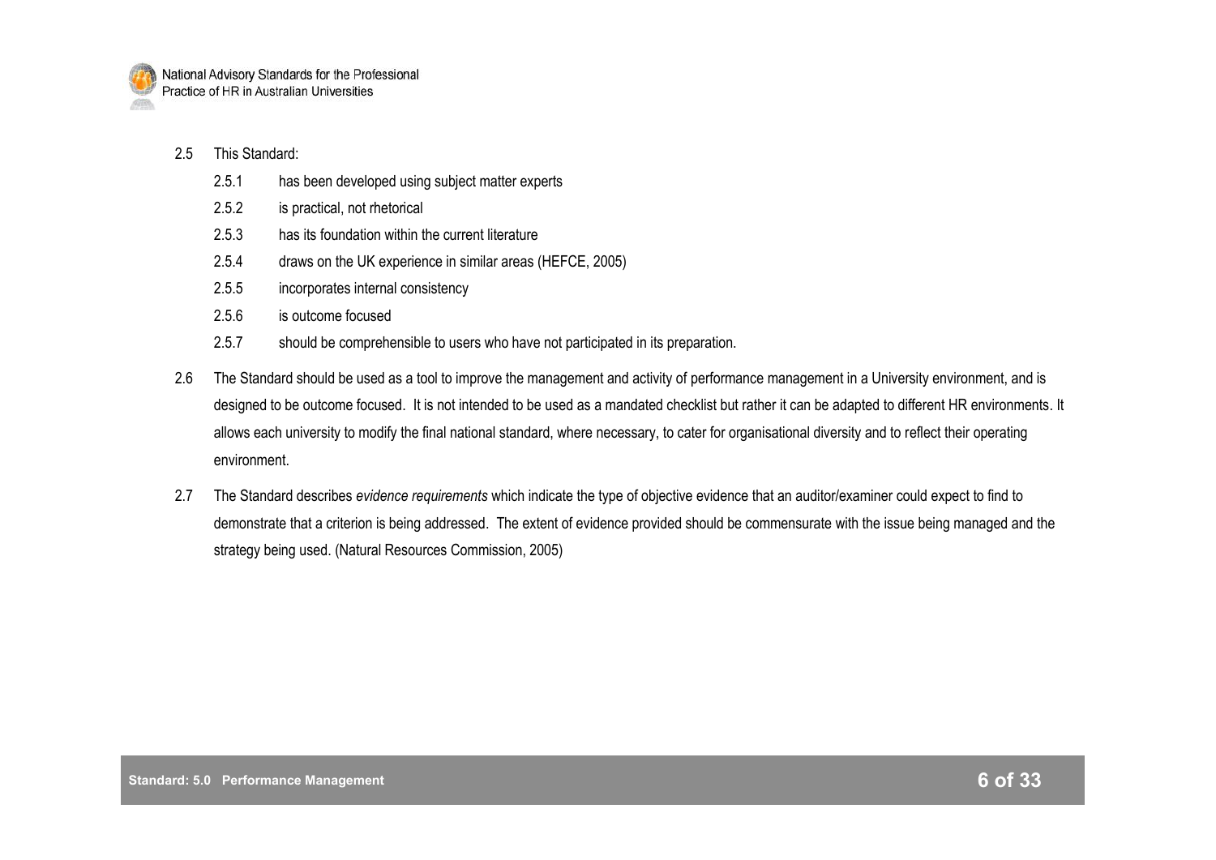2.5 This Standard:

- 2.5.1 has been developed using subject matter experts
- 2.5.2 is practical, not rhetorical
- 2.5.3 has its foundation within the current literature
- 2.5.4 draws on the UK experience in similar areas (HEFCE, 2005)
- 2.5.5 incorporates internal consistency
- 2.5.6 is outcome focused
- 2.5.7 should be comprehensible to users who have not participated in its preparation.

2.6 The Standard should be used as a tool to improve the management and activity of performance management in a University environment, and is designed to be outcome focused. It is not intended to be used as a mandated checklist but rather it can be adapted to different HR environments. It allows each university to modify the final national standard, where necessary, to cater for organisational diversity and to reflect their operating environment.

2.7 The Standard describes *evidence requirements* which indicate the type of objective evidence that an auditor/examiner could expect to find to demonstrate that a criterion is being addressed. The extent of evidence provided should be commensurate with the issue being managed and the strategy being used. (Natural Resources Commission, 2005)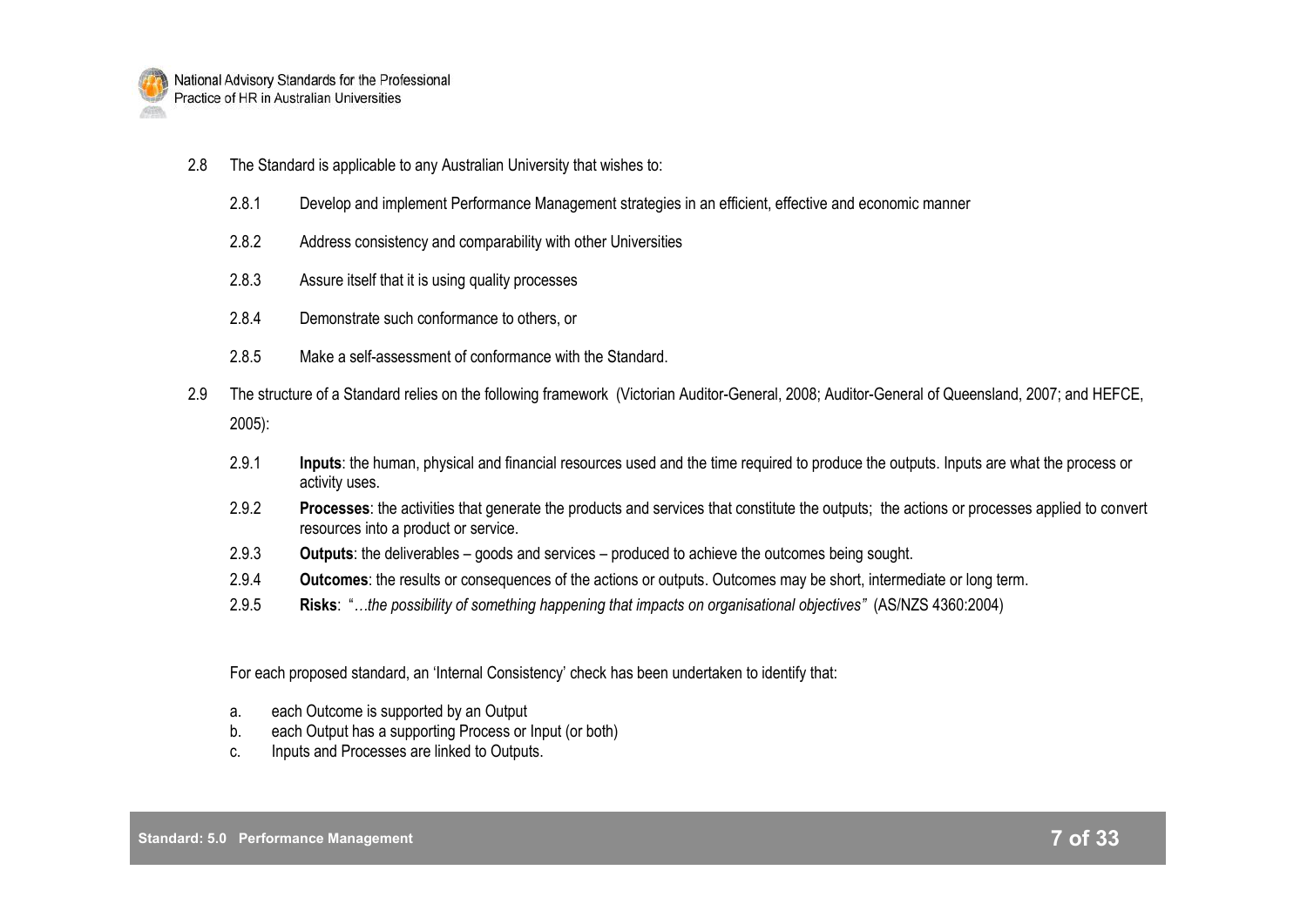2.8 The Standard is applicable to any Australian University that wishes to:

- 2.8.1 Develop and implement Performance Management strategies in an efficient, effective and economic manner
- 2.8.2 Address consistency and comparability with other Universities
- 2.8.3 Assure itself that it is using quality processes
- 2.8.4 Demonstrate such conformance to others, or
- 2.8.5 Make a self-assessment of conformance with the Standard.

2.9 The structure of a Standard relies on the following framework (Victorian Auditor-General, 2008; Auditor-General of Queensland, 2007; and HEFCE, 2005):

- 2.9.1 **Inputs**: the human, physical and financial resources used and the time required to produce the outputs. Inputs are what the process or activity uses.
- 2.9.2 **Processes**: the activities that generate the products and services that constitute the outputs; the actions or processes applied to convert resources into a product or service.
- 2.9.3 **Outputs**: the deliverables – goods and services – produced to achieve the outcomes being sought.
- 2.9.4 **Outcomes**: the results or consequences of the actions or outputs. Outcomes may be short, intermediate or long term.
- 2.9.5 **Risks**: "*…the possibility of something happening that impacts on organisational objectives"* (AS/NZS 4360:2004)

For each proposed standard, an 'Internal Consistency' check has been undertaken to identify that:

a. each Outcome is supported by an Output
b. each Output has a supporting Process or Input (or both)
c. Inputs and Processes are linked to Outputs.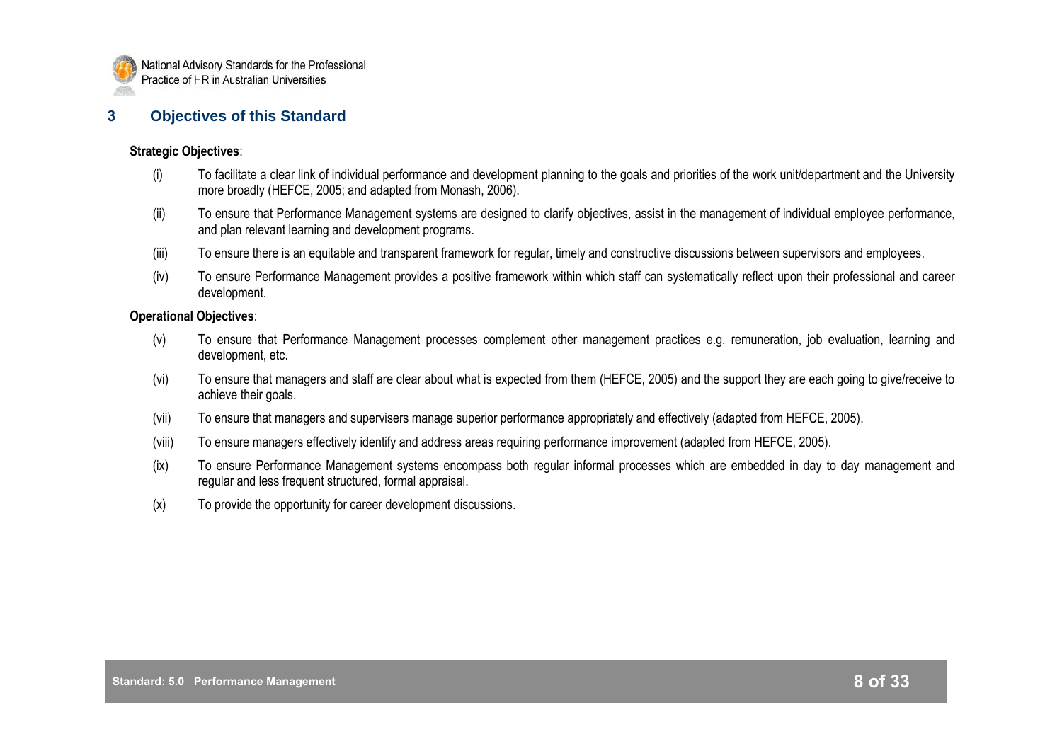## 3 Objectives of this Standard

**Strategic Objectives**:

(i) To facilitate a clear link of individual performance and development planning to the goals and priorities of the work unit/department and the University more broadly (HEFCE, 2005; and adapted from Monash, 2006).

(ii) To ensure that Performance Management systems are designed to clarify objectives, assist in the management of individual employee performance, and plan relevant learning and development programs.

(iii) To ensure there is an equitable and transparent framework for regular, timely and constructive discussions between supervisors and employees.

(iv) To ensure Performance Management provides a positive framework within which staff can systematically reflect upon their professional and career development.

**Operational Objectives**:

(v) To ensure that Performance Management processes complement other management practices e.g. remuneration, job evaluation, learning and development, etc.

(vi) To ensure that managers and staff are clear about what is expected from them (HEFCE, 2005) and the support they are each going to give/receive to achieve their goals.

(vii) To ensure that managers and supervisers manage superior performance appropriately and effectively (adapted from HEFCE, 2005).

(viii) To ensure managers effectively identify and address areas requiring performance improvement (adapted from HEFCE, 2005).

(ix) To ensure Performance Management systems encompass both regular informal processes which are embedded in day to day management and regular and less frequent structured, formal appraisal.

(x) To provide the opportunity for career development discussions.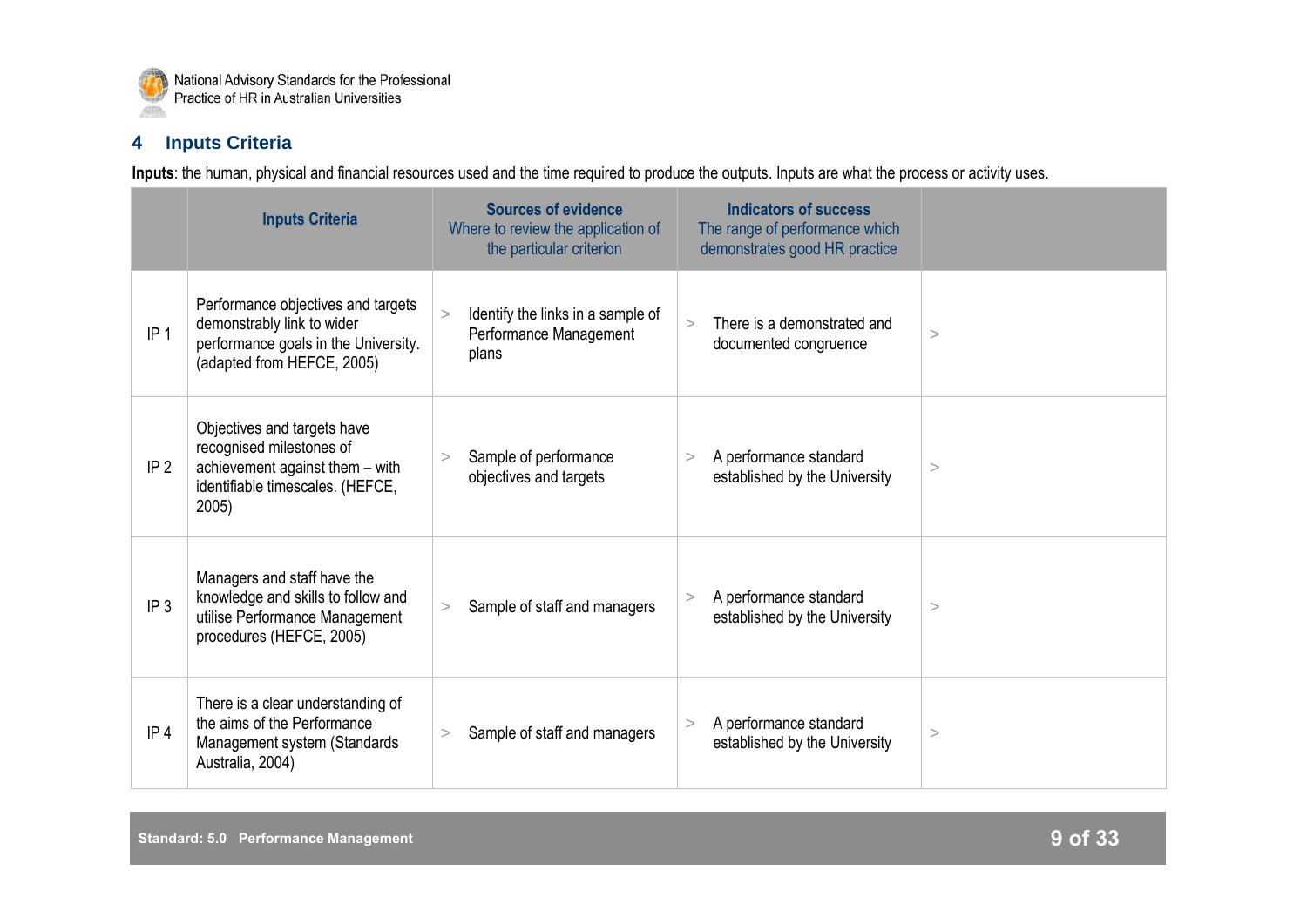## 4 Inputs Criteria

**Inputs**: the human, physical and financial resources used and the time required to produce the outputs. Inputs are what the process or activity uses.

| | Inputs Criteria | Sources of evidence<br>Where to review the application of the particular criterion | Indicators of success<br>The range of performance which demonstrates good HR practice | |
|---|---|---|---|---|
| IP 1 | Performance objectives and targets demonstrably link to wider performance goals in the University. (adapted from HEFCE, 2005) | > Identify the links in a sample of Performance Management plans | > There is a demonstrated and documented congruence | > |
| IP 2 | Objectives and targets have recognised milestones of achievement against them – with identifiable timescales. (HEFCE, 2005) | > Sample of performance objectives and targets | > A performance standard established by the University | > |
| IP 3 | Managers and staff have the knowledge and skills to follow and utilise Performance Management procedures (HEFCE, 2005) | > Sample of staff and managers | > A performance standard established by the University | > |
| IP 4 | There is a clear understanding of the aims of the Performance Management system (Standards Australia, 2004) | > Sample of staff and managers | > A performance standard established by the University | > |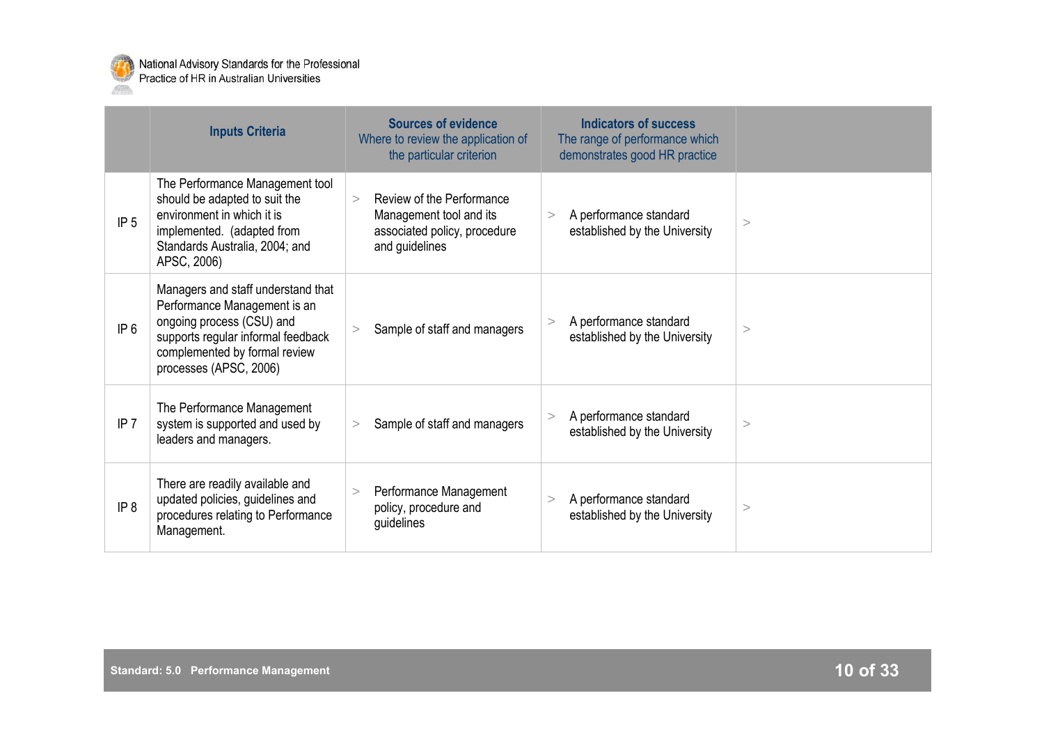| | Inputs Criteria | Sources of evidence<br>Where to review the application of the particular criterion | Indicators of success<br>The range of performance which demonstrates good HR practice | |
|---|---|---|---|---|
| IP 5 | The Performance Management tool should be adapted to suit the environment in which it is implemented. (adapted from Standards Australia, 2004; and APSC, 2006) | > Review of the Performance Management tool and its associated policy, procedure and guidelines | > A performance standard established by the University | > |
| IP 6 | Managers and staff understand that Performance Management is an ongoing process (CSU) and supports regular informal feedback complemented by formal review processes (APSC, 2006) | > Sample of staff and managers | > A performance standard established by the University | > |
| IP 7 | The Performance Management system is supported and used by leaders and managers. | > Sample of staff and managers | > A performance standard established by the University | > |
| IP 8 | There are readily available and updated policies, guidelines and procedures relating to Performance Management. | > Performance Management policy, procedure and guidelines | > A performance standard established by the University | > |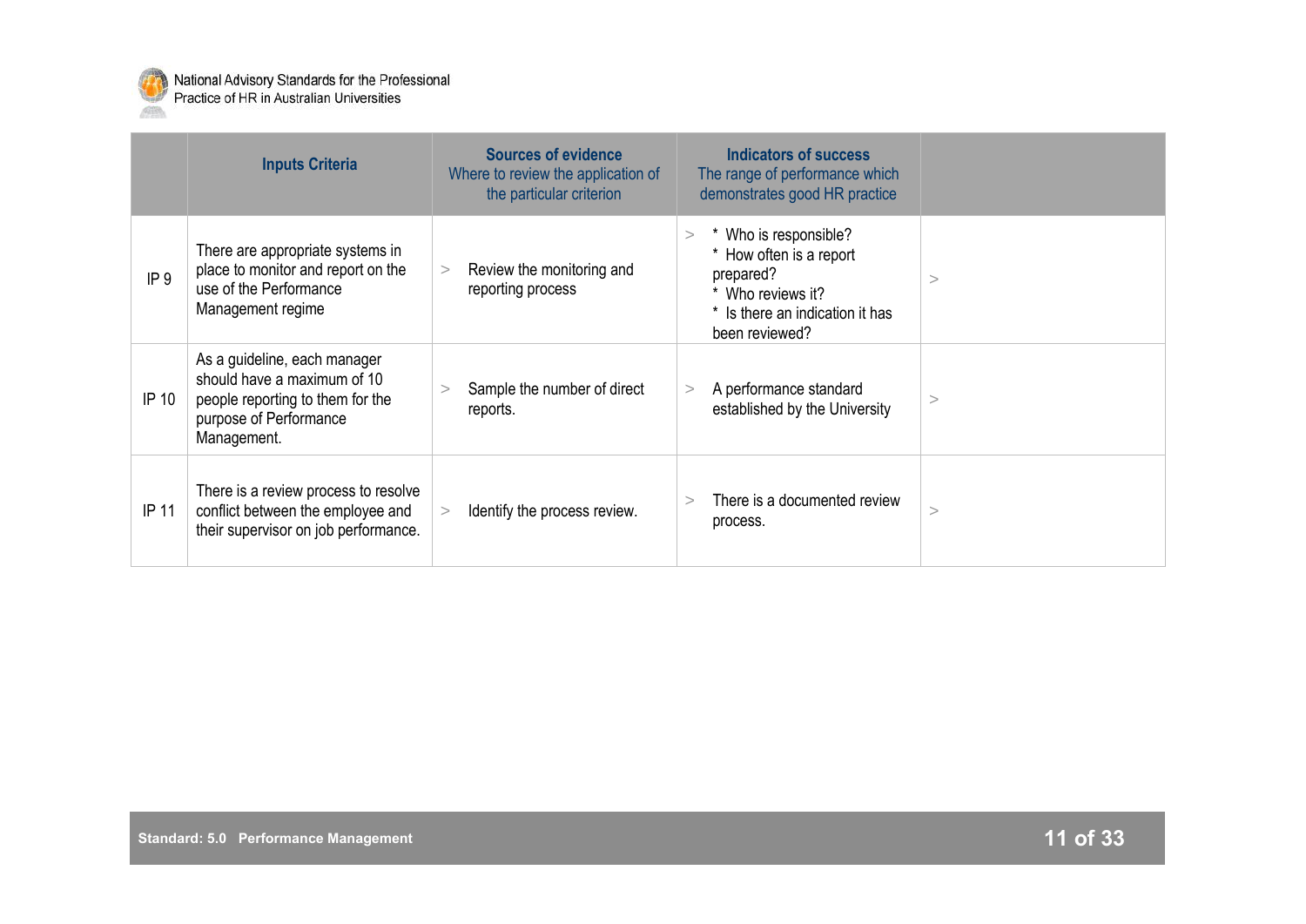| | Inputs Criteria | Sources of evidence<br>Where to review the application of the particular criterion | Indicators of success<br>The range of performance which demonstrates good HR practice | |
|---|---|---|---|---|
| IP 9 | There are appropriate systems in place to monitor and report on the use of the Performance Management regime | > Review the monitoring and reporting process | > * Who is responsible?<br>* How often is a report prepared?<br>* Who reviews it?<br>* Is there an indication it has been reviewed? | > |
| IP 10 | As a guideline, each manager should have a maximum of 10 people reporting to them for the purpose of Performance Management. | > Sample the number of direct reports. | > A performance standard established by the University | > |
| IP 11 | There is a review process to resolve conflict between the employee and their supervisor on job performance. | > Identify the process review. | > There is a documented review process. | > |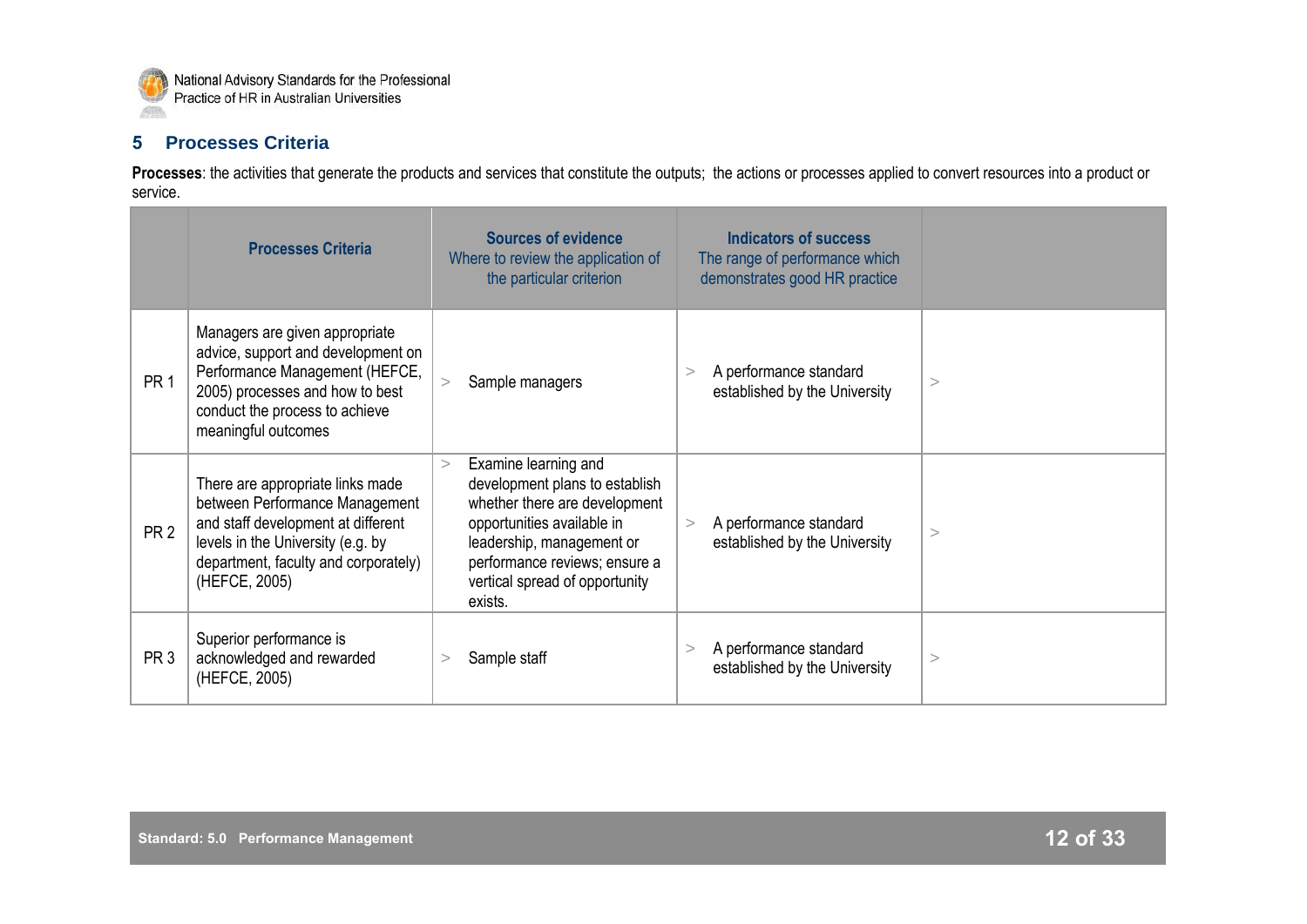## 5 Processes Criteria

**Processes**: the activities that generate the products and services that constitute the outputs; the actions or processes applied to convert resources into a product or service.

| | Processes Criteria | Sources of evidence<br>Where to review the application of the particular criterion | Indicators of success<br>The range of performance which demonstrates good HR practice | |
|---|---|---|---|---|
| PR 1 | Managers are given appropriate advice, support and development on Performance Management (HEFCE, 2005) processes and how to best conduct the process to achieve meaningful outcomes | > Sample managers | > A performance standard established by the University | > |
| PR 2 | There are appropriate links made between Performance Management and staff development at different levels in the University (e.g. by department, faculty and corporately) (HEFCE, 2005) | > Examine learning and development plans to establish whether there are development opportunities available in leadership, management or performance reviews; ensure a vertical spread of opportunity exists. | > A performance standard established by the University | > |
| PR 3 | Superior performance is acknowledged and rewarded (HEFCE, 2005) | > Sample staff | > A performance standard established by the University | > |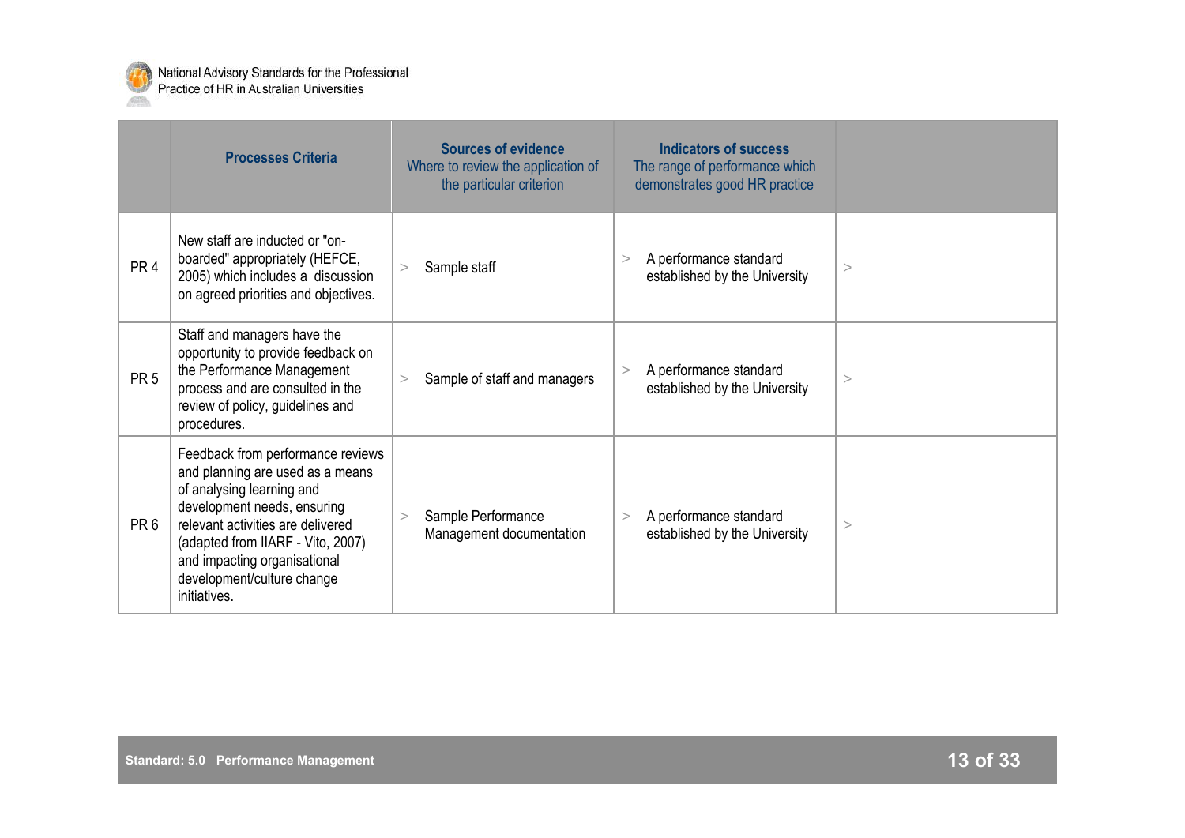| | Processes Criteria | Sources of evidence<br>Where to review the application of the particular criterion | Indicators of success<br>The range of performance which demonstrates good HR practice | |
|---|---|---|---|---|
| PR 4 | New staff are inducted or "on-boarded" appropriately (HEFCE, 2005) which includes a discussion on agreed priorities and objectives. | > Sample staff | > A performance standard established by the University | > |
| PR 5 | Staff and managers have the opportunity to provide feedback on the Performance Management process and are consulted in the review of policy, guidelines and procedures. | > Sample of staff and managers | > A performance standard established by the University | > |
| PR 6 | Feedback from performance reviews and planning are used as a means of analysing learning and development needs, ensuring relevant activities are delivered (adapted from IIARF - Vito, 2007) and impacting organisational development/culture change initiatives. | > Sample Performance Management documentation | > A performance standard established by the University | > |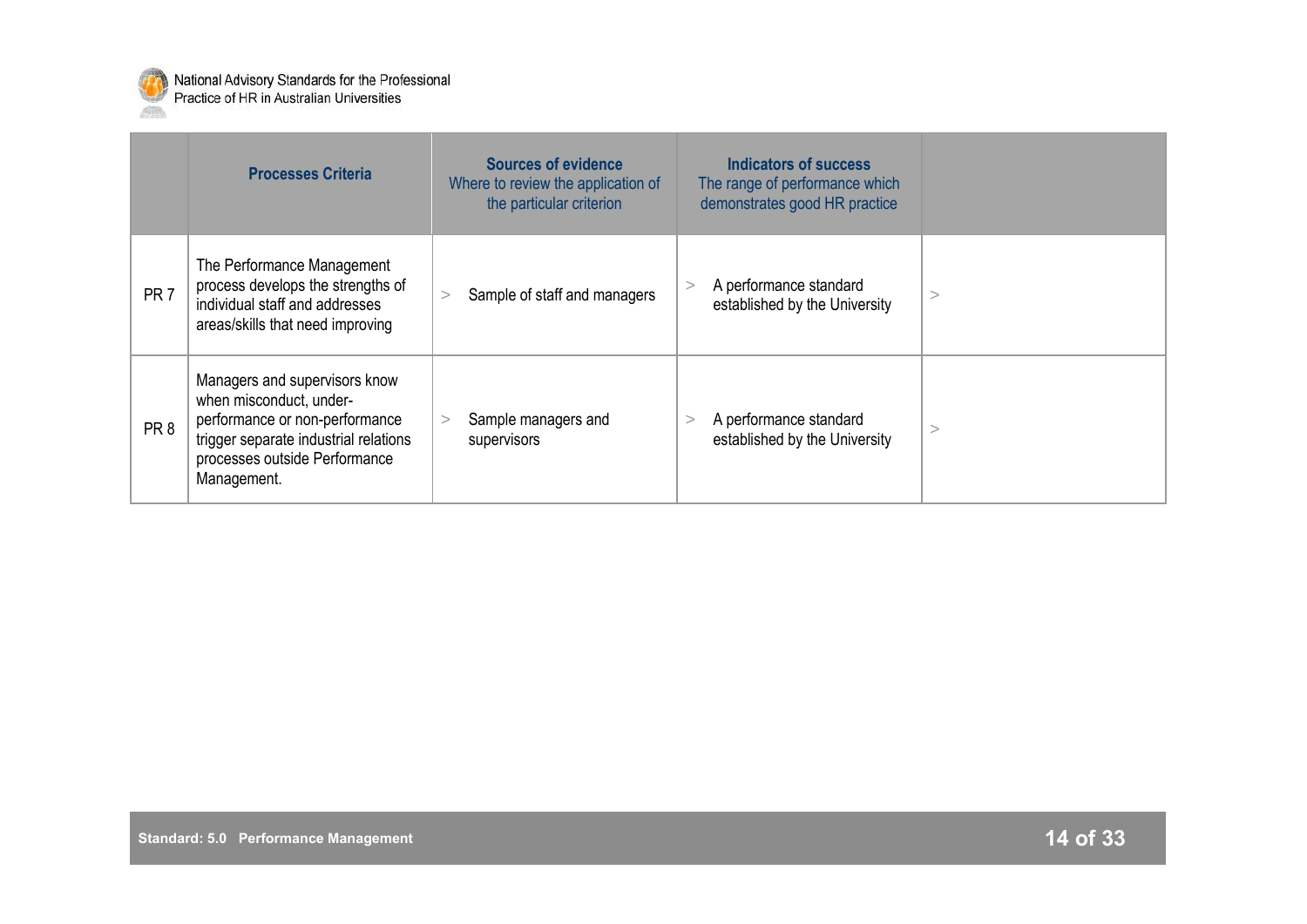| | Processes Criteria | Sources of evidence<br>Where to review the application of the particular criterion | Indicators of success<br>The range of performance which demonstrates good HR practice | |
|---|---|---|---|---|
| PR 7 | The Performance Management process develops the strengths of individual staff and addresses areas/skills that need improving | > Sample of staff and managers | > A performance standard established by the University | > |
| PR 8 | Managers and supervisors know when misconduct, under-performance or non-performance trigger separate industrial relations processes outside Performance Management. | > Sample managers and supervisors | > A performance standard established by the University | > |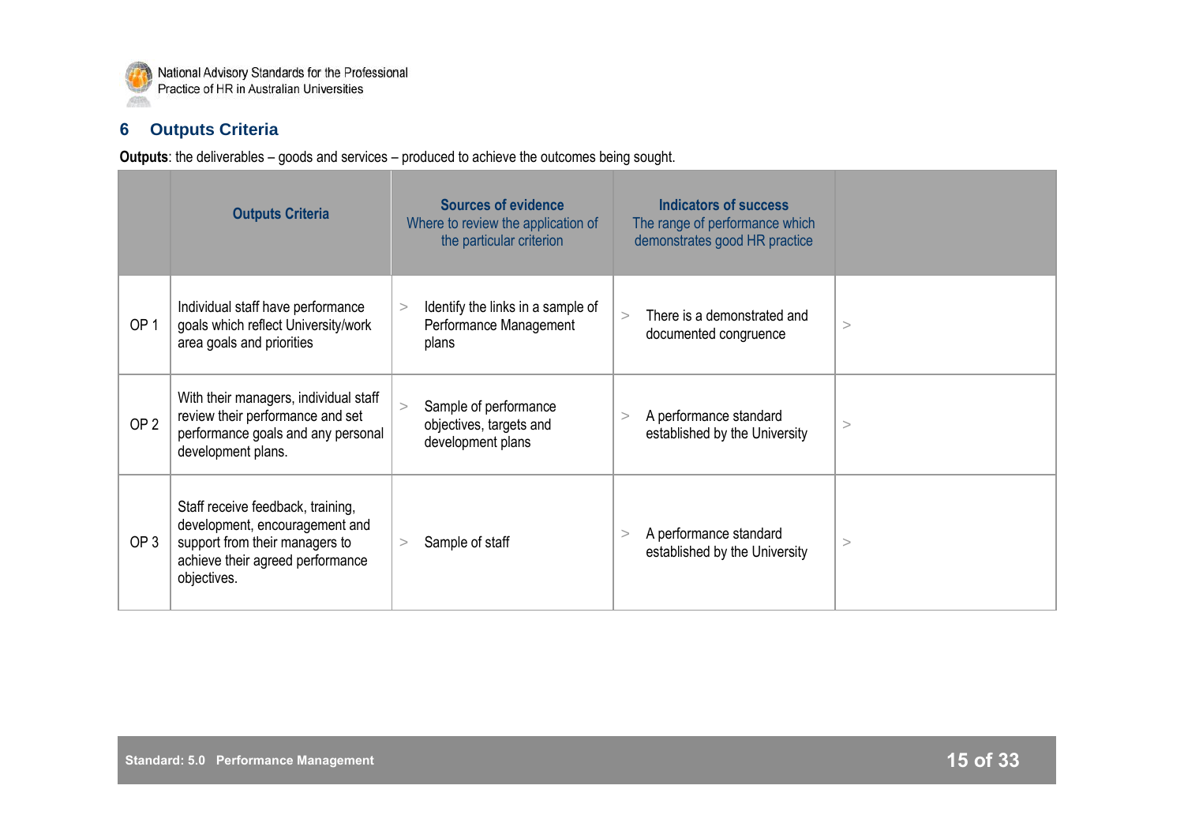## 6 Outputs Criteria

**Outputs**: the deliverables – goods and services – produced to achieve the outcomes being sought.

| | Outputs Criteria | Sources of evidence<br>Where to review the application of the particular criterion | Indicators of success<br>The range of performance which demonstrates good HR practice | |
|---|---|---|---|---|
| OP 1 | Individual staff have performance goals which reflect University/work area goals and priorities | > Identify the links in a sample of Performance Management plans | > There is a demonstrated and documented congruence | > |
| OP 2 | With their managers, individual staff review their performance and set performance goals and any personal development plans. | > Sample of performance objectives, targets and development plans | > A performance standard established by the University | > |
| OP 3 | Staff receive feedback, training, development, encouragement and support from their managers to achieve their agreed performance objectives. | > Sample of staff | > A performance standard established by the University | > |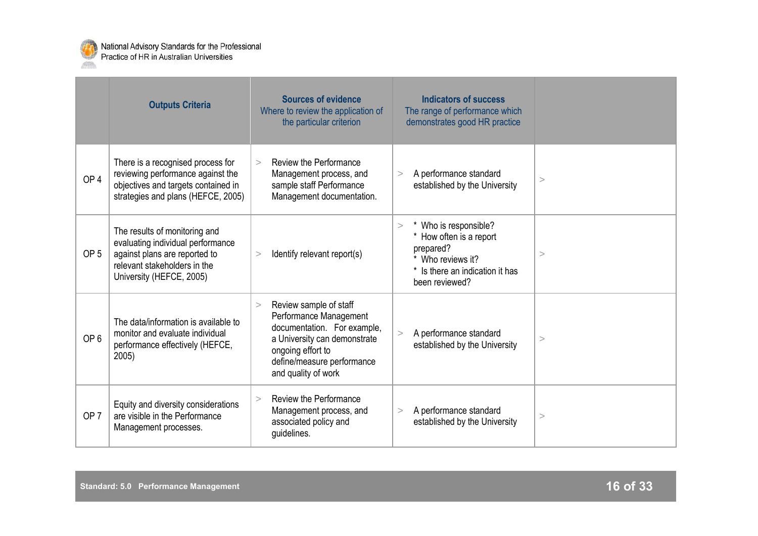| | Outputs Criteria | Sources of evidence<br>Where to review the application of the particular criterion | Indicators of success<br>The range of performance which demonstrates good HR practice | |
|---|---|---|---|---|
| OP 4 | There is a recognised process for reviewing performance against the objectives and targets contained in strategies and plans (HEFCE, 2005) | > Review the Performance Management process, and sample staff Performance Management documentation. | > A performance standard established by the University | > |
| OP 5 | The results of monitoring and evaluating individual performance against plans are reported to relevant stakeholders in the University (HEFCE, 2005) | > Identify relevant report(s) | > * Who is responsible?<br>* How often is a report prepared?<br>* Who reviews it?<br>* Is there an indication it has been reviewed? | > |
| OP 6 | The data/information is available to monitor and evaluate individual performance effectively (HEFCE, 2005) | > Review sample of staff Performance Management documentation. For example, a University can demonstrate ongoing effort to define/measure performance and quality of work | > A performance standard established by the University | > |
| OP 7 | Equity and diversity considerations are visible in the Performance Management processes. | > Review the Performance Management process, and associated policy and guidelines. | > A performance standard established by the University | > |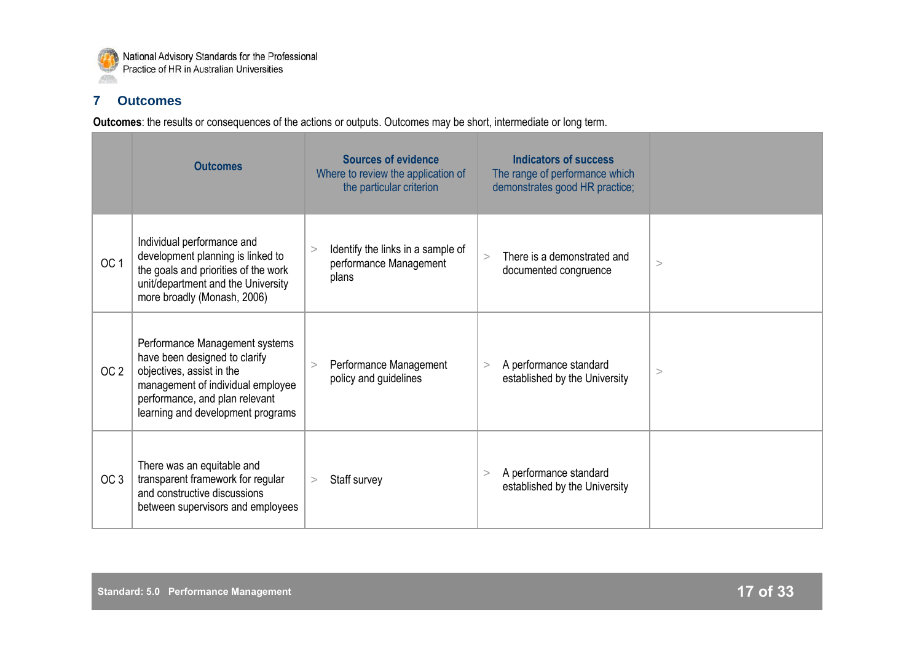## 7 Outcomes

**Outcomes**: the results or consequences of the actions or outputs. Outcomes may be short, intermediate or long term.

| | Outcomes | Sources of evidence<br>Where to review the application of the particular criterion | Indicators of success<br>The range of performance which demonstrates good HR practice; | |
|---|---|---|---|---|
| OC 1 | Individual performance and development planning is linked to the goals and priorities of the work unit/department and the University more broadly (Monash, 2006) | > Identify the links in a sample of performance Management plans | > There is a demonstrated and documented congruence | > |
| OC 2 | Performance Management systems have been designed to clarify objectives, assist in the management of individual employee performance, and plan relevant learning and development programs | > Performance Management policy and guidelines | > A performance standard established by the University | > |
| OC 3 | There was an equitable and transparent framework for regular and constructive discussions between supervisors and employees | > Staff survey | > A performance standard established by the University | |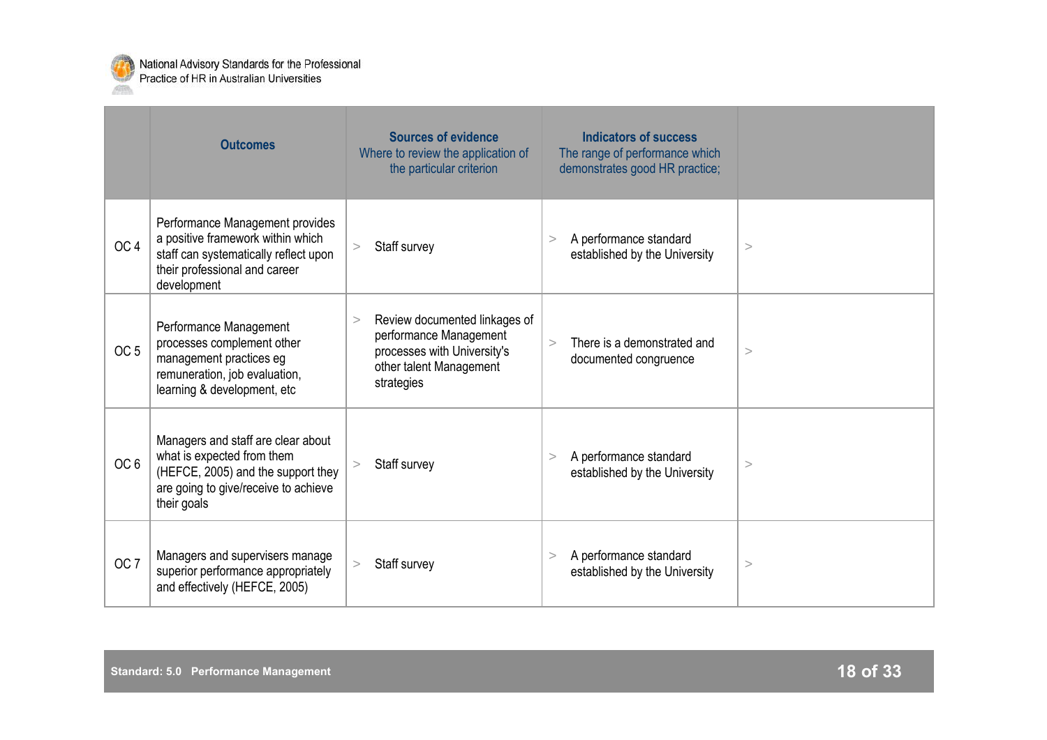| | Outcomes | Sources of evidence<br>Where to review the application of the particular criterion | Indicators of success<br>The range of performance which demonstrates good HR practice; | |
|---|---|---|---|---|
| OC 4 | Performance Management provides a positive framework within which staff can systematically reflect upon their professional and career development | > Staff survey | > A performance standard established by the University | > |
| OC 5 | Performance Management processes complement other management practices eg remuneration, job evaluation, learning & development, etc | > Review documented linkages of performance Management processes with University's other talent Management strategies | > There is a demonstrated and documented congruence | > |
| OC 6 | Managers and staff are clear about what is expected from them (HEFCE, 2005) and the support they are going to give/receive to achieve their goals | > Staff survey | > A performance standard established by the University | > |
| OC 7 | Managers and supervisers manage superior performance appropriately and effectively (HEFCE, 2005) | > Staff survey | > A performance standard established by the University | > |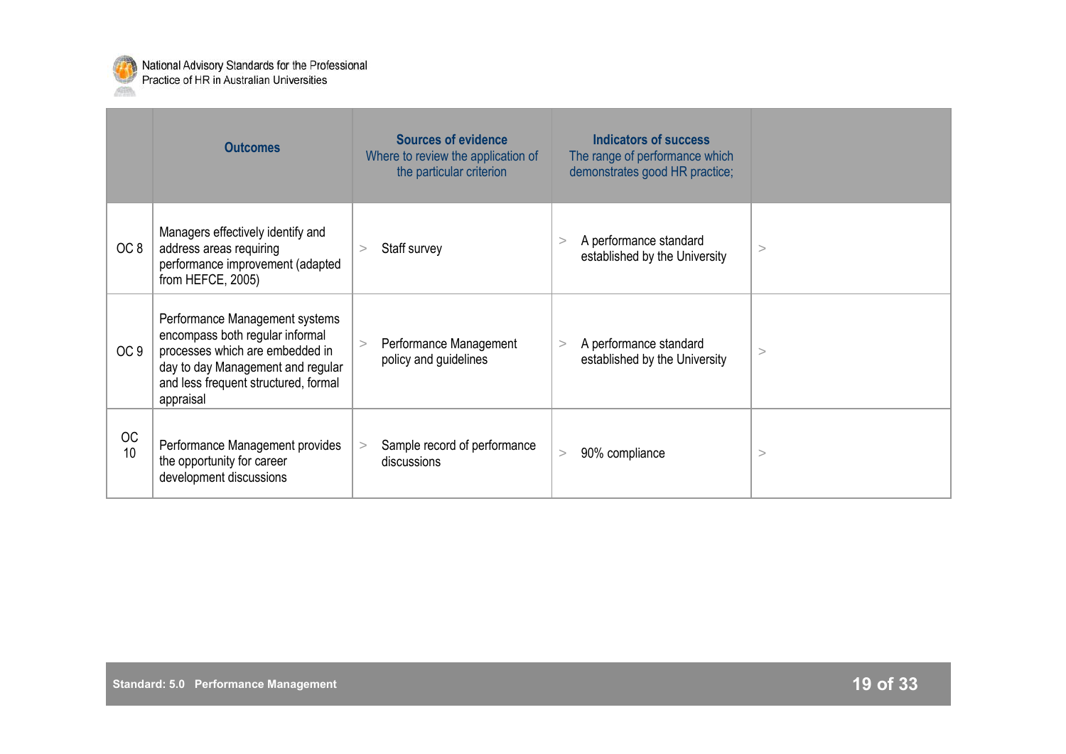| | Outcomes | **Sources of evidence** Where to review the application of the particular criterion | **Indicators of success** The range of performance which demonstrates good HR practice; | |
|---|---|---|---|---|
| OC 8 | Managers effectively identify and address areas requiring performance improvement (adapted from HEFCE, 2005) | > Staff survey | > A performance standard established by the University | > |
| OC 9 | Performance Management systems encompass both regular informal processes which are embedded in day to day Management and regular and less frequent structured, formal appraisal | > Performance Management policy and guidelines | > A performance standard established by the University | > |
| OC 10 | Performance Management provides the opportunity for career development discussions | > Sample record of performance discussions | > 90% compliance | > |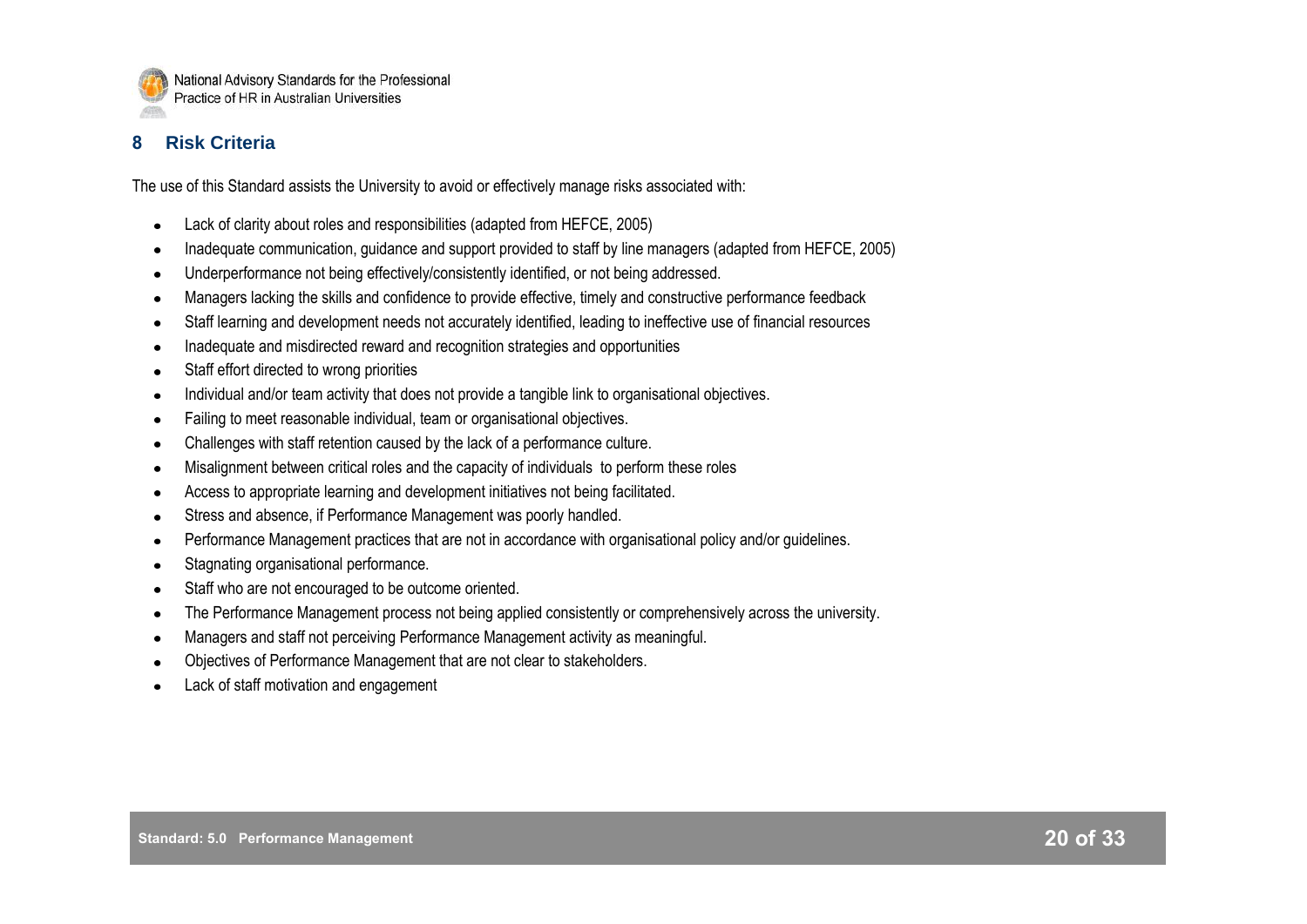## 8 Risk Criteria

The use of this Standard assists the University to avoid or effectively manage risks associated with:

- Lack of clarity about roles and responsibilities (adapted from HEFCE, 2005)
- Inadequate communication, guidance and support provided to staff by line managers (adapted from HEFCE, 2005)
- Underperformance not being effectively/consistently identified, or not being addressed.
- Managers lacking the skills and confidence to provide effective, timely and constructive performance feedback
- Staff learning and development needs not accurately identified, leading to ineffective use of financial resources
- Inadequate and misdirected reward and recognition strategies and opportunities
- Staff effort directed to wrong priorities
- Individual and/or team activity that does not provide a tangible link to organisational objectives.
- Failing to meet reasonable individual, team or organisational objectives.
- Challenges with staff retention caused by the lack of a performance culture.
- Misalignment between critical roles and the capacity of individuals to perform these roles
- Access to appropriate learning and development initiatives not being facilitated.
- Stress and absence, if Performance Management was poorly handled.
- Performance Management practices that are not in accordance with organisational policy and/or guidelines.
- Stagnating organisational performance.
- Staff who are not encouraged to be outcome oriented.
- The Performance Management process not being applied consistently or comprehensively across the university.
- Managers and staff not perceiving Performance Management activity as meaningful.
- Objectives of Performance Management that are not clear to stakeholders.
- Lack of staff motivation and engagement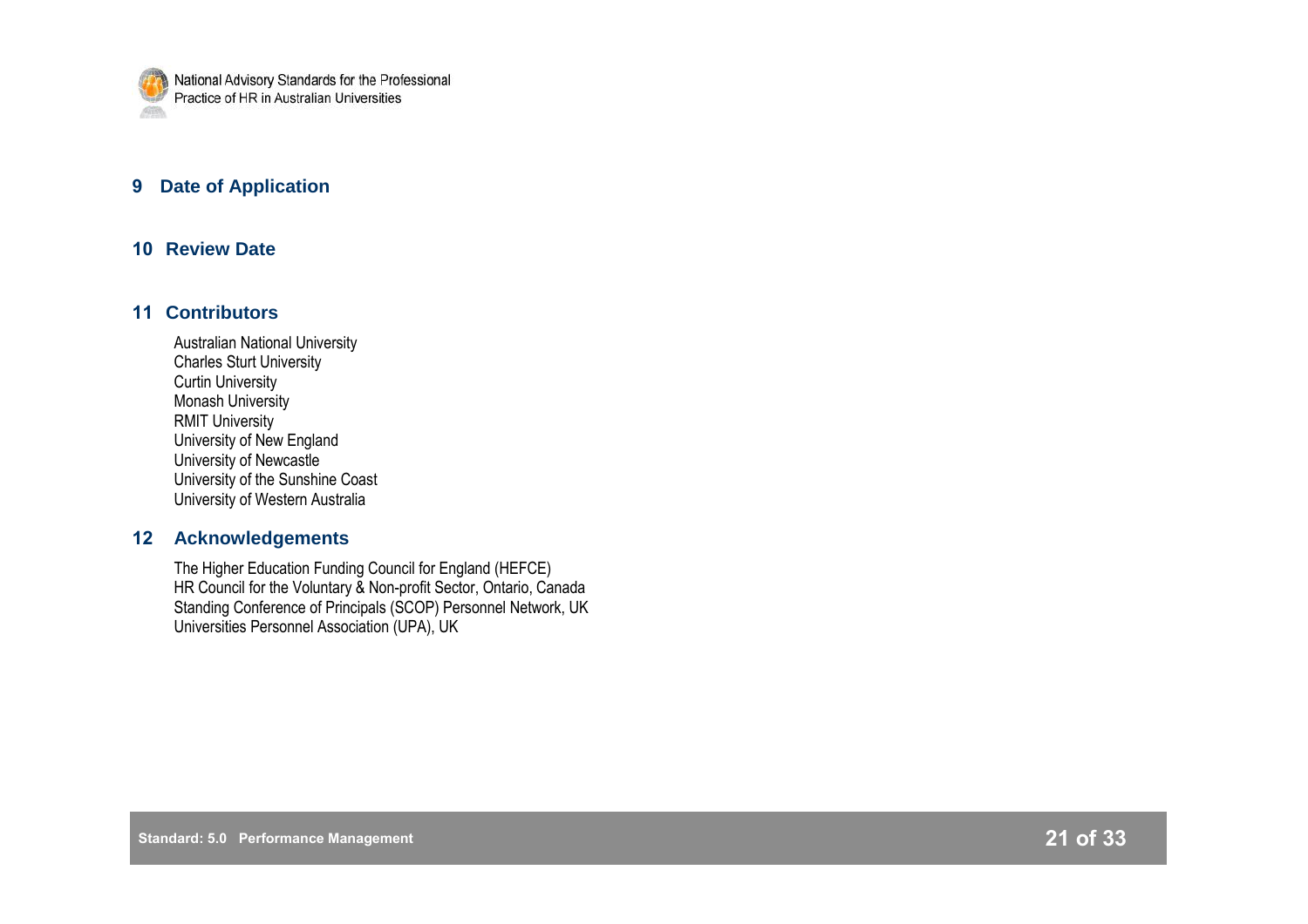## 9 Date of Application

## 10 Review Date

## 11 Contributors

Australian National University
Charles Sturt University
Curtin University
Monash University
RMIT University
University of New England
University of Newcastle
University of the Sunshine Coast
University of Western Australia

## 12 Acknowledgements

The Higher Education Funding Council for England (HEFCE)
HR Council for the Voluntary & Non-profit Sector, Ontario, Canada
Standing Conference of Principals (SCOP) Personnel Network, UK
Universities Personnel Association (UPA), UK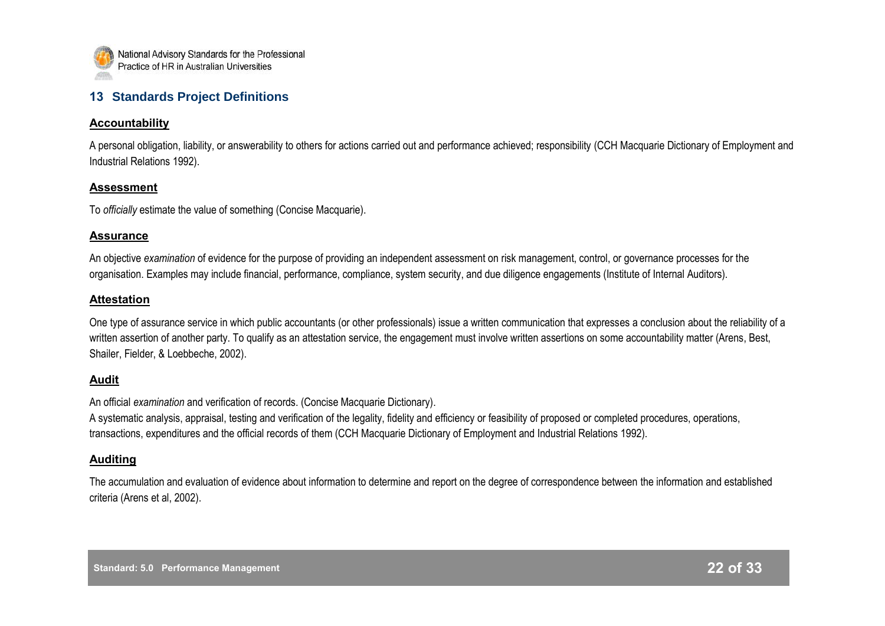## 13 Standards Project Definitions

### Accountability

A personal obligation, liability, or answerability to others for actions carried out and performance achieved; responsibility (CCH Macquarie Dictionary of Employment and Industrial Relations 1992).

### Assessment

To *officially* estimate the value of something (Concise Macquarie).

### Assurance

An objective *examination* of evidence for the purpose of providing an independent assessment on risk management, control, or governance processes for the organisation. Examples may include financial, performance, compliance, system security, and due diligence engagements (Institute of Internal Auditors).

### Attestation

One type of assurance service in which public accountants (or other professionals) issue a written communication that expresses a conclusion about the reliability of a written assertion of another party. To qualify as an attestation service, the engagement must involve written assertions on some accountability matter (Arens, Best, Shailer, Fielder, & Loebbeche, 2002).

### Audit

An official *examination* and verification of records. (Concise Macquarie Dictionary).
A systematic analysis, appraisal, testing and verification of the legality, fidelity and efficiency or feasibility of proposed or completed procedures, operations, transactions, expenditures and the official records of them (CCH Macquarie Dictionary of Employment and Industrial Relations 1992).

### Auditing

The accumulation and evaluation of evidence about information to determine and report on the degree of correspondence between the information and established criteria (Arens et al, 2002).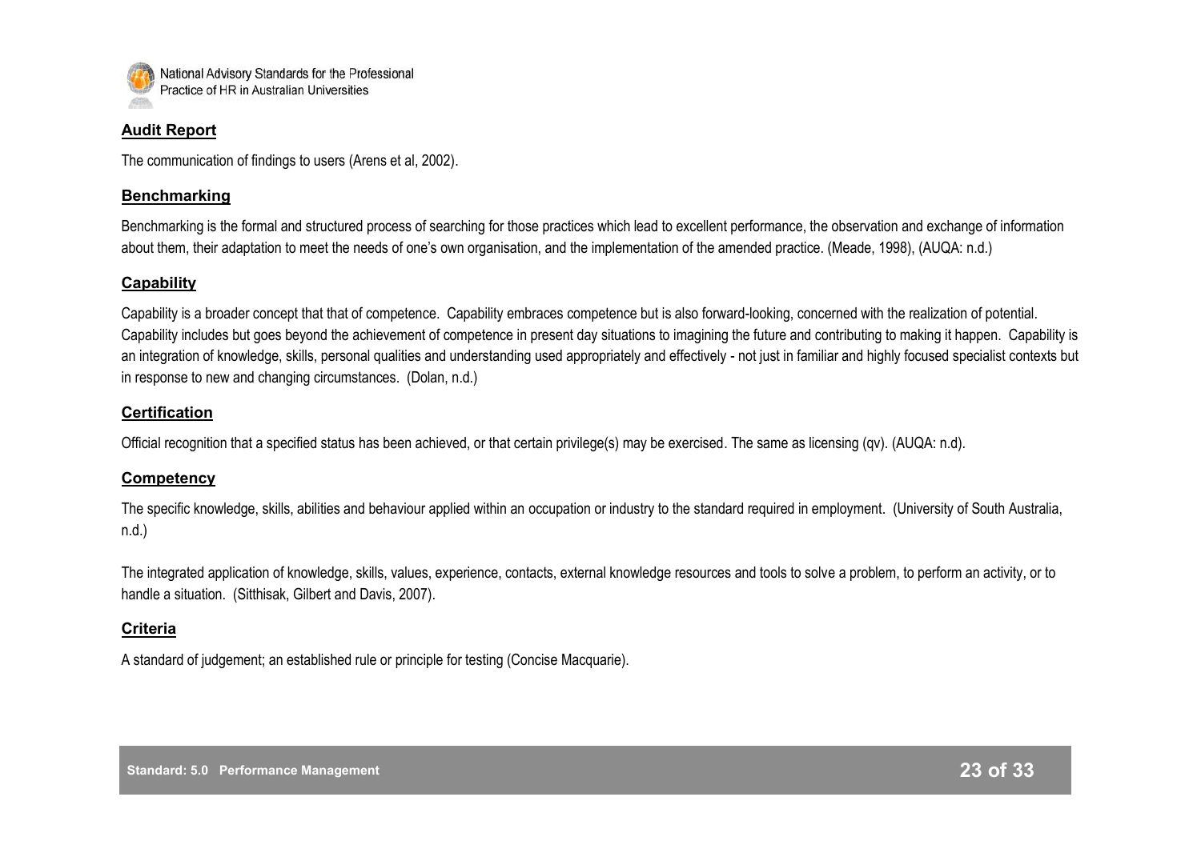**Audit Report**

The communication of findings to users (Arens et al, 2002).

**Benchmarking**

Benchmarking is the formal and structured process of searching for those practices which lead to excellent performance, the observation and exchange of information about them, their adaptation to meet the needs of one's own organisation, and the implementation of the amended practice. (Meade, 1998), (AUQA: n.d.)

**Capability**

Capability is a broader concept that that of competence. Capability embraces competence but is also forward-looking, concerned with the realization of potential. Capability includes but goes beyond the achievement of competence in present day situations to imagining the future and contributing to making it happen. Capability is an integration of knowledge, skills, personal qualities and understanding used appropriately and effectively - not just in familiar and highly focused specialist contexts but in response to new and changing circumstances. (Dolan, n.d.)

**Certification**

Official recognition that a specified status has been achieved, or that certain privilege(s) may be exercised. The same as licensing (qv). (AUQA: n.d).

**Competency**

The specific knowledge, skills, abilities and behaviour applied within an occupation or industry to the standard required in employment. (University of South Australia, n.d.)

The integrated application of knowledge, skills, values, experience, contacts, external knowledge resources and tools to solve a problem, to perform an activity, or to handle a situation. (Sitthisak, Gilbert and Davis, 2007).

**Criteria**

A standard of judgement; an established rule or principle for testing (Concise Macquarie).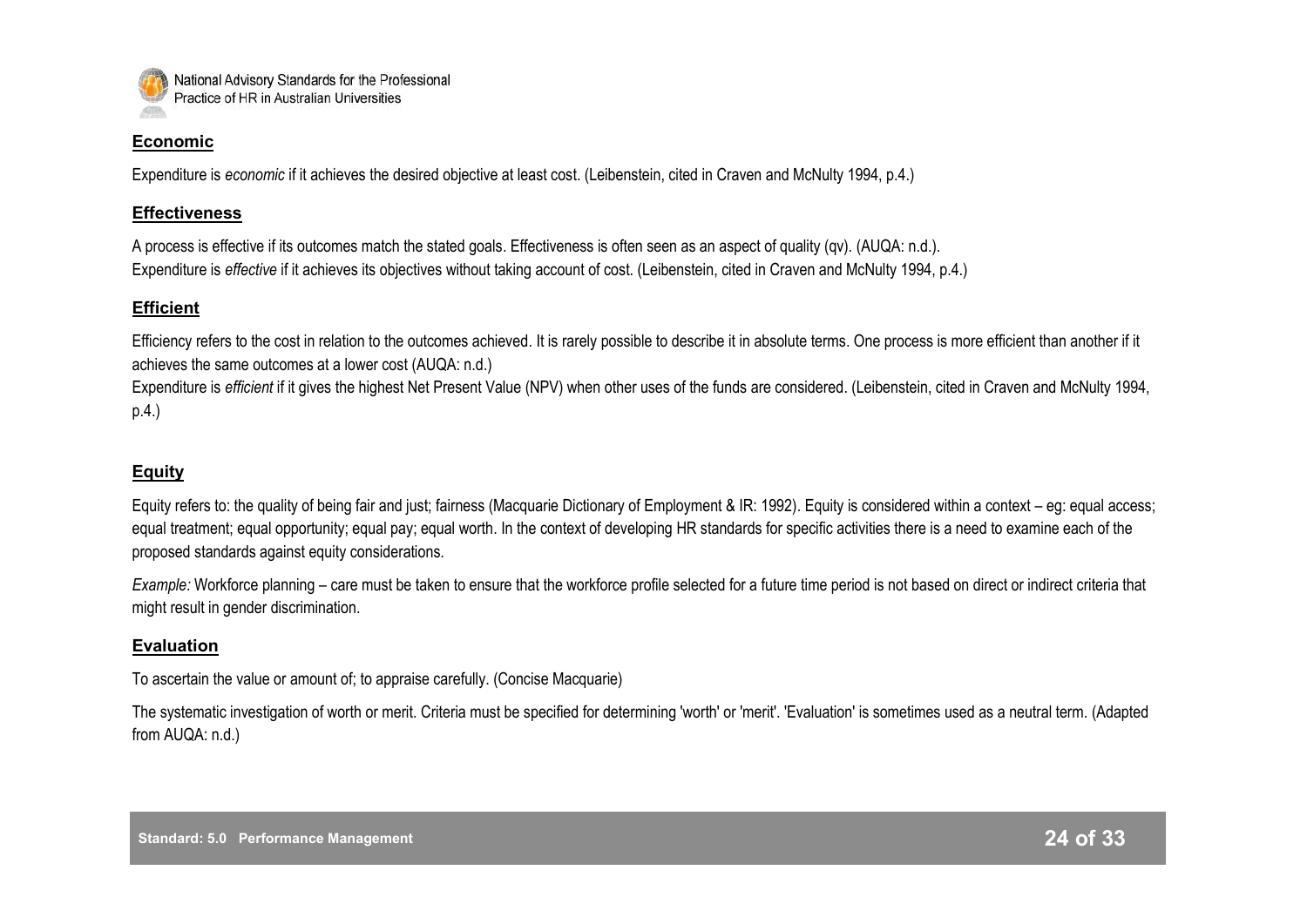### Economic

Expenditure is *economic* if it achieves the desired objective at least cost. (Leibenstein, cited in Craven and McNulty 1994, p.4.)

### Effectiveness

A process is effective if its outcomes match the stated goals. Effectiveness is often seen as an aspect of quality (qv). (AUQA: n.d.).
Expenditure is *effective* if it achieves its objectives without taking account of cost. (Leibenstein, cited in Craven and McNulty 1994, p.4.)

### Efficient

Efficiency refers to the cost in relation to the outcomes achieved. It is rarely possible to describe it in absolute terms. One process is more efficient than another if it achieves the same outcomes at a lower cost (AUQA: n.d.)
Expenditure is *efficient* if it gives the highest Net Present Value (NPV) when other uses of the funds are considered. (Leibenstein, cited in Craven and McNulty 1994, p.4.)

### Equity

Equity refers to: the quality of being fair and just; fairness (Macquarie Dictionary of Employment & IR: 1992). Equity is considered within a context – eg: equal access; equal treatment; equal opportunity; equal pay; equal worth. In the context of developing HR standards for specific activities there is a need to examine each of the proposed standards against equity considerations.

*Example:* Workforce planning – care must be taken to ensure that the workforce profile selected for a future time period is not based on direct or indirect criteria that might result in gender discrimination.

### Evaluation

To ascertain the value or amount of; to appraise carefully. (Concise Macquarie)

The systematic investigation of worth or merit. Criteria must be specified for determining 'worth' or 'merit'. 'Evaluation' is sometimes used as a neutral term. (Adapted from AUQA: n.d.)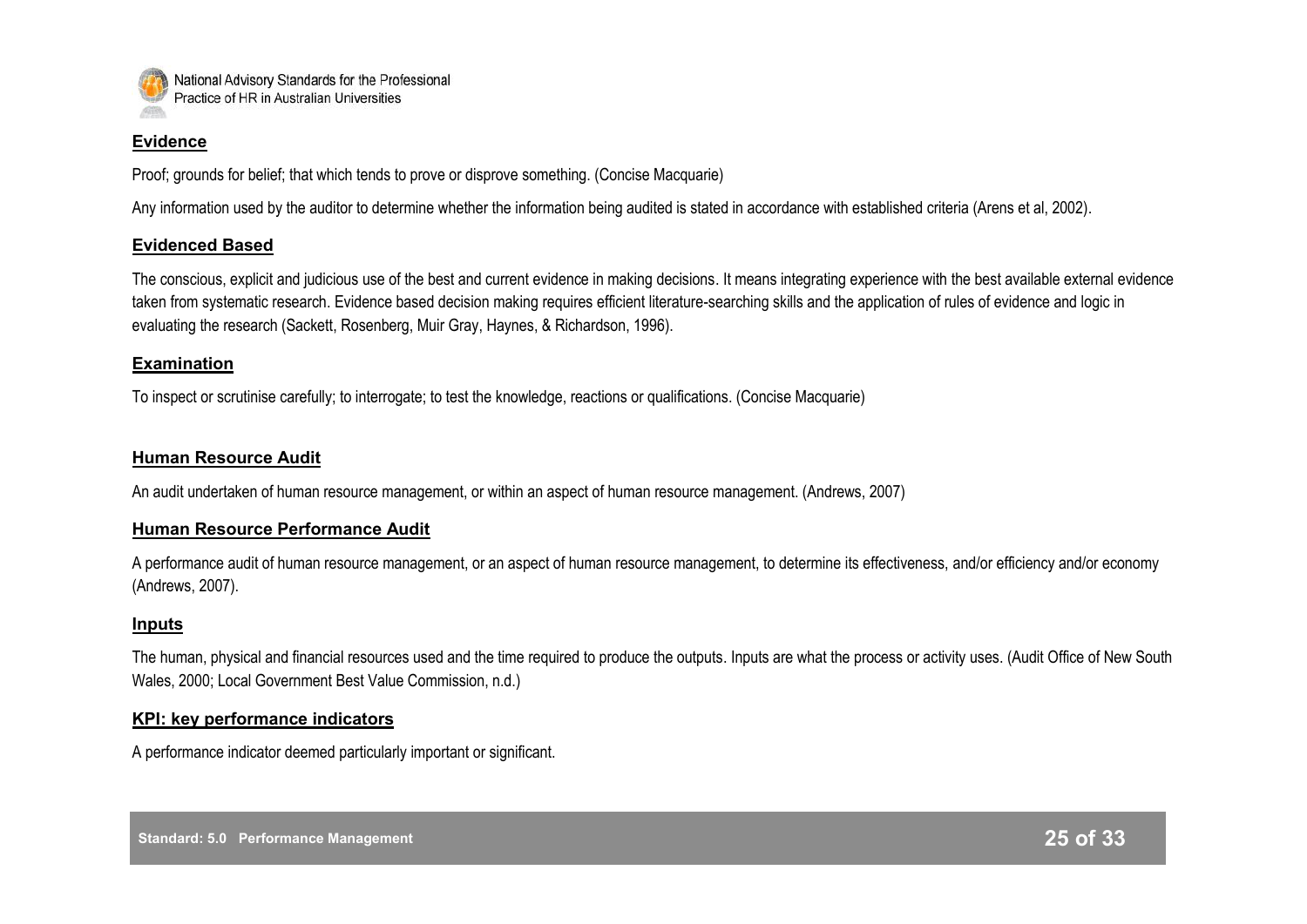### Evidence

Proof; grounds for belief; that which tends to prove or disprove something. (Concise Macquarie)

Any information used by the auditor to determine whether the information being audited is stated in accordance with established criteria (Arens et al, 2002).

### Evidenced Based

The conscious, explicit and judicious use of the best and current evidence in making decisions. It means integrating experience with the best available external evidence taken from systematic research. Evidence based decision making requires efficient literature-searching skills and the application of rules of evidence and logic in evaluating the research (Sackett, Rosenberg, Muir Gray, Haynes, & Richardson, 1996).

### Examination

To inspect or scrutinise carefully; to interrogate; to test the knowledge, reactions or qualifications. (Concise Macquarie)

### Human Resource Audit

An audit undertaken of human resource management, or within an aspect of human resource management. (Andrews, 2007)

### Human Resource Performance Audit

A performance audit of human resource management, or an aspect of human resource management, to determine its effectiveness, and/or efficiency and/or economy (Andrews, 2007).

### Inputs

The human, physical and financial resources used and the time required to produce the outputs. Inputs are what the process or activity uses. (Audit Office of New South Wales, 2000; Local Government Best Value Commission, n.d.)

### KPI: key performance indicators

A performance indicator deemed particularly important or significant.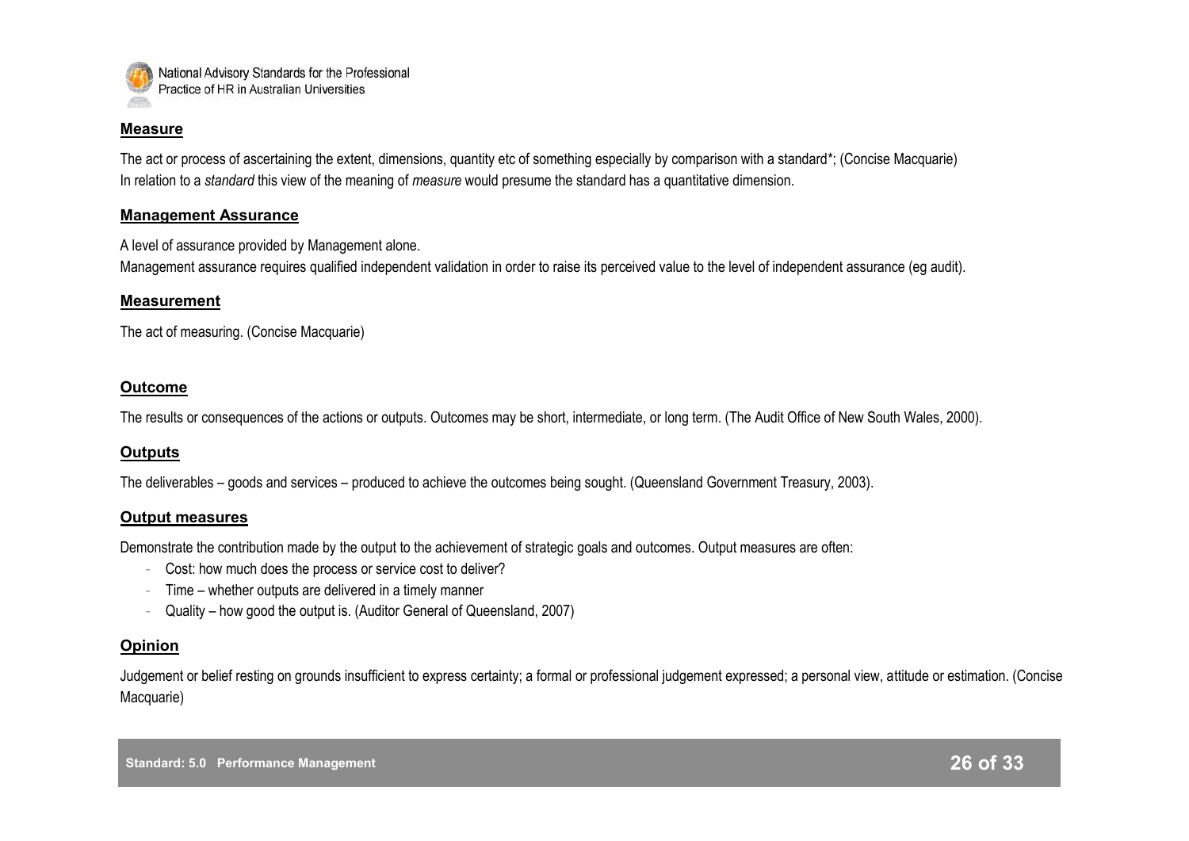### Measure

The act or process of ascertaining the extent, dimensions, quantity etc of something especially by comparison with a standard*; (Concise Macquarie)
In relation to a *standard* this view of the meaning of *measure* would presume the standard has a quantitative dimension.

### Management Assurance

A level of assurance provided by Management alone.
Management assurance requires qualified independent validation in order to raise its perceived value to the level of independent assurance (eg audit).

### Measurement

The act of measuring. (Concise Macquarie)

### Outcome

The results or consequences of the actions or outputs. Outcomes may be short, intermediate, or long term. (The Audit Office of New South Wales, 2000).

### Outputs

The deliverables – goods and services – produced to achieve the outcomes being sought. (Queensland Government Treasury, 2003).

### Output measures

Demonstrate the contribution made by the output to the achievement of strategic goals and outcomes. Output measures are often:

- Cost: how much does the process or service cost to deliver?
- Time – whether outputs are delivered in a timely manner
- Quality – how good the output is. (Auditor General of Queensland, 2007)

### Opinion

Judgement or belief resting on grounds insufficient to express certainty; a formal or professional judgement expressed; a personal view, attitude or estimation. (Concise Macquarie)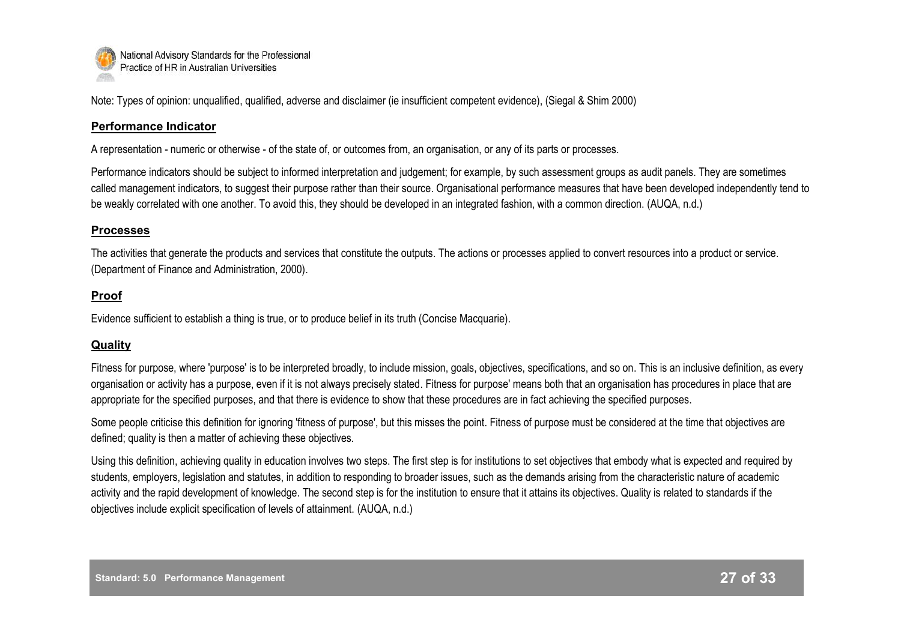Note: Types of opinion: unqualified, qualified, adverse and disclaimer (ie insufficient competent evidence), (Siegal & Shim 2000)

## Performance Indicator

A representation - numeric or otherwise - of the state of, or outcomes from, an organisation, or any of its parts or processes.

Performance indicators should be subject to informed interpretation and judgement; for example, by such assessment groups as audit panels. They are sometimes called management indicators, to suggest their purpose rather than their source. Organisational performance measures that have been developed independently tend to be weakly correlated with one another. To avoid this, they should be developed in an integrated fashion, with a common direction. (AUQA, n.d.)

## Processes

The activities that generate the products and services that constitute the outputs. The actions or processes applied to convert resources into a product or service. (Department of Finance and Administration, 2000).

## Proof

Evidence sufficient to establish a thing is true, or to produce belief in its truth (Concise Macquarie).

## Quality

Fitness for purpose, where 'purpose' is to be interpreted broadly, to include mission, goals, objectives, specifications, and so on. This is an inclusive definition, as every organisation or activity has a purpose, even if it is not always precisely stated. Fitness for purpose' means both that an organisation has procedures in place that are appropriate for the specified purposes, and that there is evidence to show that these procedures are in fact achieving the specified purposes.

Some people criticise this definition for ignoring 'fitness of purpose', but this misses the point. Fitness of purpose must be considered at the time that objectives are defined; quality is then a matter of achieving these objectives.

Using this definition, achieving quality in education involves two steps. The first step is for institutions to set objectives that embody what is expected and required by students, employers, legislation and statutes, in addition to responding to broader issues, such as the demands arising from the characteristic nature of academic activity and the rapid development of knowledge. The second step is for the institution to ensure that it attains its objectives. Quality is related to standards if the objectives include explicit specification of levels of attainment. (AUQA, n.d.)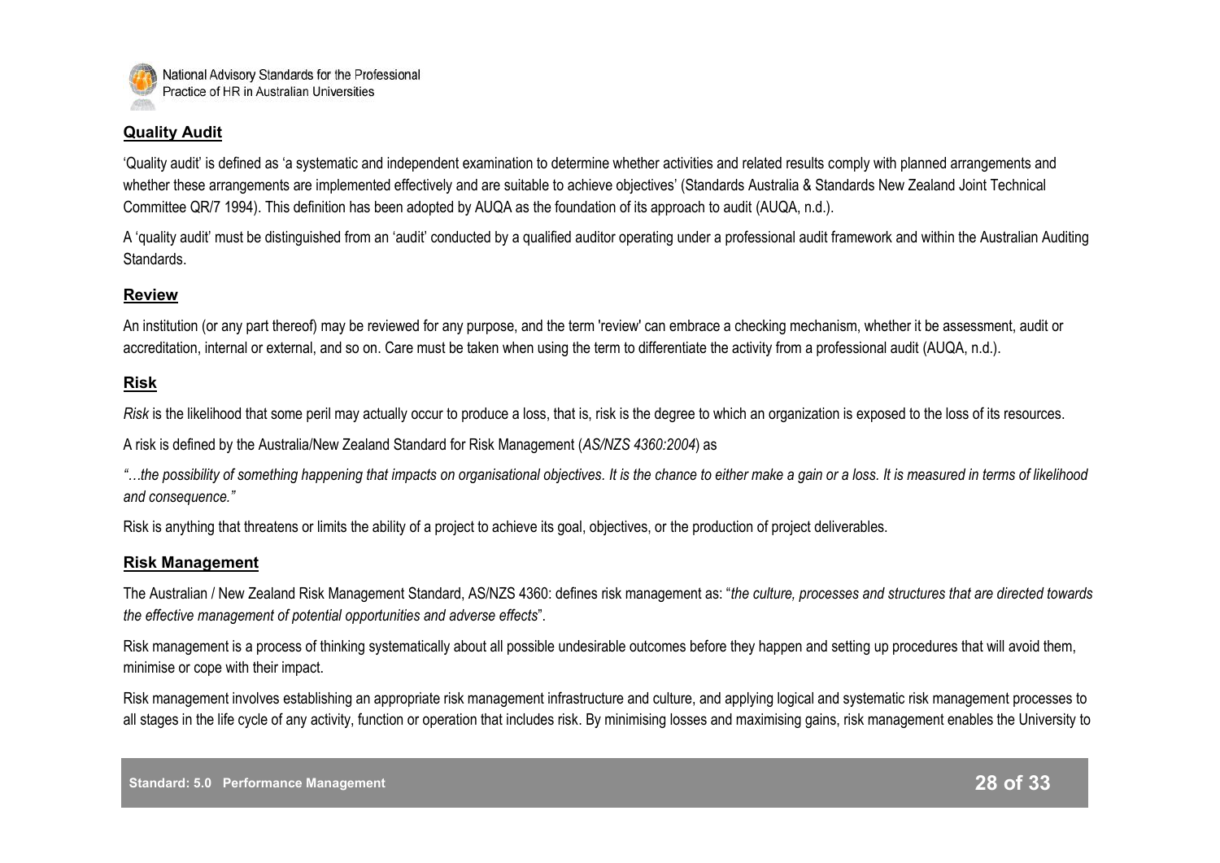## Quality Audit

'Quality audit' is defined as 'a systematic and independent examination to determine whether activities and related results comply with planned arrangements and whether these arrangements are implemented effectively and are suitable to achieve objectives' (Standards Australia & Standards New Zealand Joint Technical Committee QR/7 1994). This definition has been adopted by AUQA as the foundation of its approach to audit (AUQA, n.d.).

A 'quality audit' must be distinguished from an 'audit' conducted by a qualified auditor operating under a professional audit framework and within the Australian Auditing Standards.

## Review

An institution (or any part thereof) may be reviewed for any purpose, and the term 'review' can embrace a checking mechanism, whether it be assessment, audit or accreditation, internal or external, and so on. Care must be taken when using the term to differentiate the activity from a professional audit (AUQA, n.d.).

## Risk

*Risk* is the likelihood that some peril may actually occur to produce a loss, that is, risk is the degree to which an organization is exposed to the loss of its resources.

A risk is defined by the Australia/New Zealand Standard for Risk Management (*AS/NZS 4360:2004*) as

*"…the possibility of something happening that impacts on organisational objectives. It is the chance to either make a gain or a loss. It is measured in terms of likelihood and consequence."*

Risk is anything that threatens or limits the ability of a project to achieve its goal, objectives, or the production of project deliverables.

## Risk Management

The Australian / New Zealand Risk Management Standard, AS/NZS 4360: defines risk management as: "*the culture, processes and structures that are directed towards the effective management of potential opportunities and adverse effects*".

Risk management is a process of thinking systematically about all possible undesirable outcomes before they happen and setting up procedures that will avoid them, minimise or cope with their impact.

Risk management involves establishing an appropriate risk management infrastructure and culture, and applying logical and systematic risk management processes to all stages in the life cycle of any activity, function or operation that includes risk. By minimising losses and maximising gains, risk management enables the University to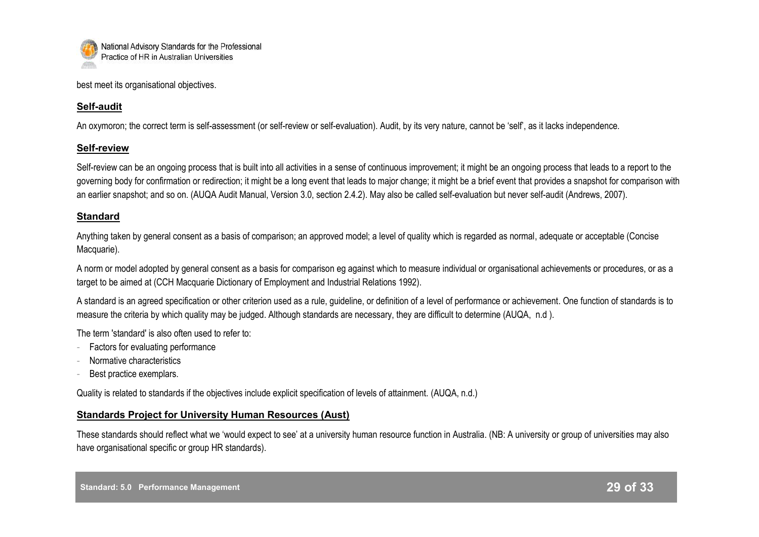best meet its organisational objectives.

**Self-audit**

An oxymoron; the correct term is self-assessment (or self-review or self-evaluation). Audit, by its very nature, cannot be 'self', as it lacks independence.

**Self-review**

Self-review can be an ongoing process that is built into all activities in a sense of continuous improvement; it might be an ongoing process that leads to a report to the governing body for confirmation or redirection; it might be a long event that leads to major change; it might be a brief event that provides a snapshot for comparison with an earlier snapshot; and so on. (AUQA Audit Manual, Version 3.0, section 2.4.2). May also be called self-evaluation but never self-audit (Andrews, 2007).

**Standard**

Anything taken by general consent as a basis of comparison; an approved model; a level of quality which is regarded as normal, adequate or acceptable (Concise Macquarie).

A norm or model adopted by general consent as a basis for comparison eg against which to measure individual or organisational achievements or procedures, or as a target to be aimed at (CCH Macquarie Dictionary of Employment and Industrial Relations 1992).

A standard is an agreed specification or other criterion used as a rule, guideline, or definition of a level of performance or achievement. One function of standards is to measure the criteria by which quality may be judged. Although standards are necessary, they are difficult to determine (AUQA, n.d ).

The term 'standard' is also often used to refer to:

- Factors for evaluating performance
- Normative characteristics
- Best practice exemplars.

Quality is related to standards if the objectives include explicit specification of levels of attainment. (AUQA, n.d.)

**Standards Project for University Human Resources (Aust)**

These standards should reflect what we 'would expect to see' at a university human resource function in Australia. (NB: A university or group of universities may also have organisational specific or group HR standards).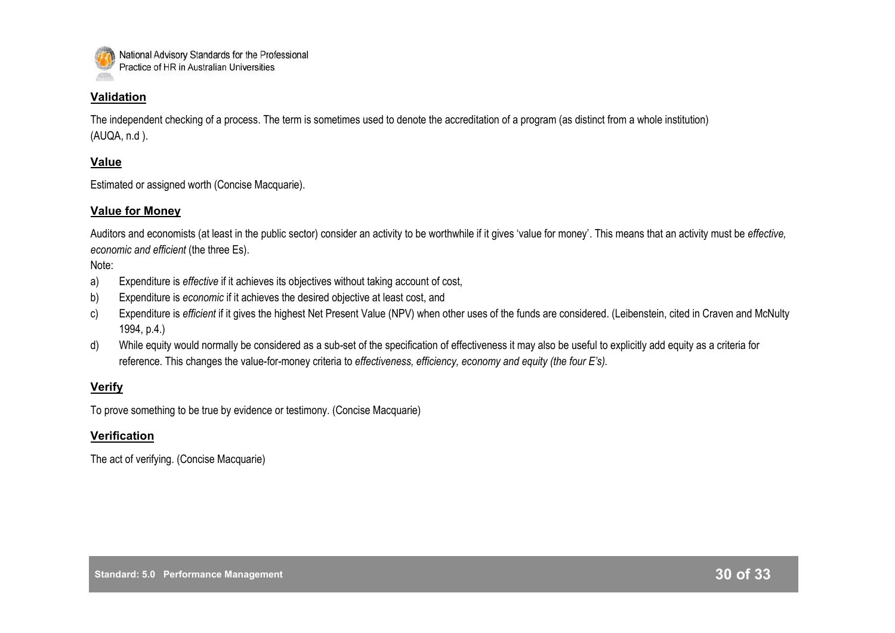## Validation

The independent checking of a process. The term is sometimes used to denote the accreditation of a program (as distinct from a whole institution) (AUQA, n.d ).

## Value

Estimated or assigned worth (Concise Macquarie).

## Value for Money

Auditors and economists (at least in the public sector) consider an activity to be worthwhile if it gives 'value for money'. This means that an activity must be *effective, economic and efficient* (the three Es).

Note:

a) Expenditure is *effective* if it achieves its objectives without taking account of cost,
b) Expenditure is *economic* if it achieves the desired objective at least cost, and
c) Expenditure is *efficient* if it gives the highest Net Present Value (NPV) when other uses of the funds are considered. (Leibenstein, cited in Craven and McNulty 1994, p.4.)
d) While equity would normally be considered as a sub-set of the specification of effectiveness it may also be useful to explicitly add equity as a criteria for reference. This changes the value-for-money criteria to *effectiveness, efficiency, economy and equity (the four E's).*

## Verify

To prove something to be true by evidence or testimony. (Concise Macquarie)

## Verification

The act of verifying. (Concise Macquarie)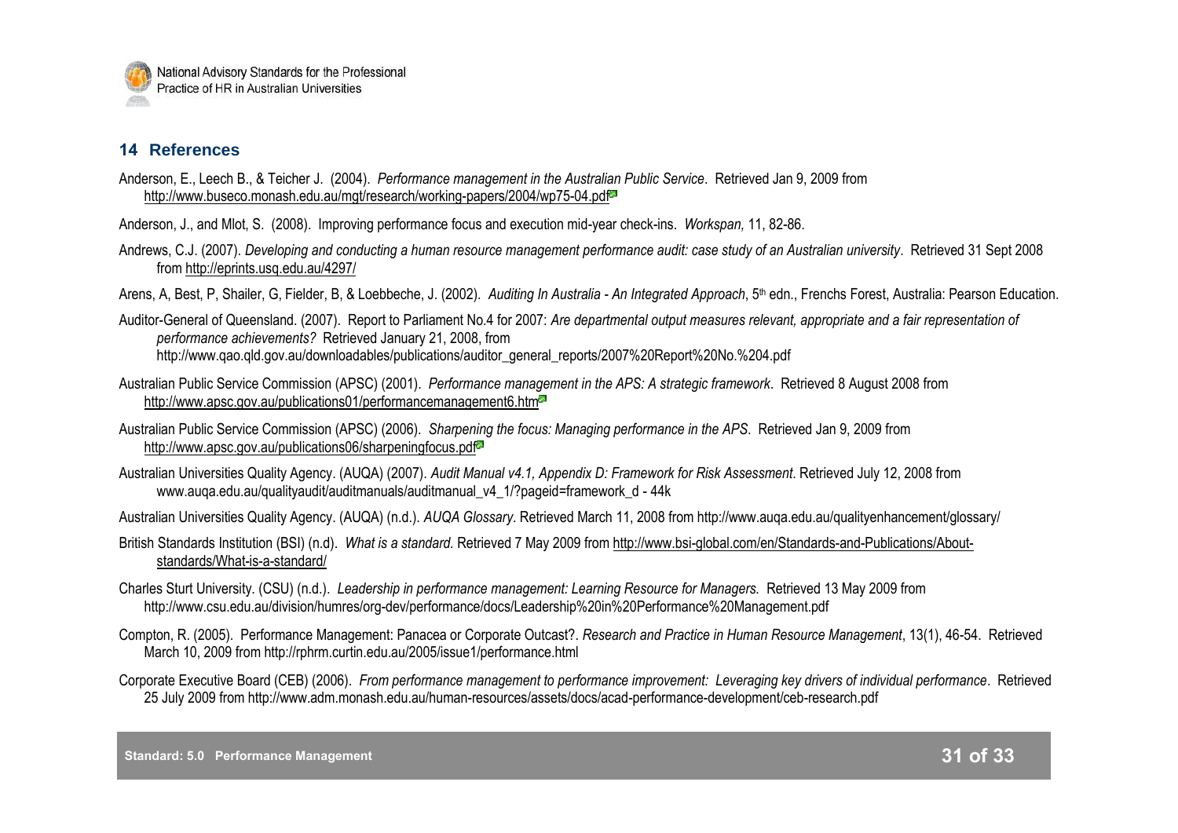## 14 References

Anderson, E., Leech B., & Teicher J. (2004). *Performance management in the Australian Public Service*. Retrieved Jan 9, 2009 from http://www.buseco.monash.edu.au/mgt/research/working-papers/2004/wp75-04.pdf

Anderson, J., and Mlot, S. (2008). Improving performance focus and execution mid-year check-ins. *Workspan,* 11, 82-86.

Andrews, C.J. (2007). *Developing and conducting a human resource management performance audit: case study of an Australian university*. Retrieved 31 Sept 2008 from http://eprints.usq.edu.au/4297/

Arens, A, Best, P, Shailer, G, Fielder, B, & Loebbeche, J. (2002). *Auditing In Australia - An Integrated Approach*, 5th edn., Frenchs Forest, Australia: Pearson Education.

Auditor-General of Queensland. (2007). Report to Parliament No.4 for 2007: *Are departmental output measures relevant, appropriate and a fair representation of performance achievements?* Retrieved January 21, 2008, from http://www.qao.qld.gov.au/downloadables/publications/auditor_general_reports/2007%20Report%20No.%204.pdf

Australian Public Service Commission (APSC) (2001). *Performance management in the APS: A strategic framework*. Retrieved 8 August 2008 from http://www.apsc.gov.au/publications01/performancemanagement6.htm

Australian Public Service Commission (APSC) (2006). *Sharpening the focus: Managing performance in the APS*. Retrieved Jan 9, 2009 from http://www.apsc.gov.au/publications06/sharpeningfocus.pdf

Australian Universities Quality Agency. (AUQA) (2007). *Audit Manual v4.1, Appendix D: Framework for Risk Assessment*. Retrieved July 12, 2008 from www.auqa.edu.au/qualityaudit/auditmanuals/auditmanual_v4_1/?pageid=framework_d - 44k

Australian Universities Quality Agency. (AUQA) (n.d.). *AUQA Glossary*. Retrieved March 11, 2008 from http://www.auqa.edu.au/qualityenhancement/glossary/

British Standards Institution (BSI) (n.d). *What is a standard.* Retrieved 7 May 2009 from http://www.bsi-global.com/en/Standards-and-Publications/About-standards/What-is-a-standard/

Charles Sturt University. (CSU) (n.d.). *Leadership in performance management: Learning Resource for Managers.* Retrieved 13 May 2009 from http://www.csu.edu.au/division/humres/org-dev/performance/docs/Leadership%20in%20Performance%20Management.pdf

Compton, R. (2005). Performance Management: Panacea or Corporate Outcast?. *Research and Practice in Human Resource Management*, 13(1), 46-54. Retrieved March 10, 2009 from http://rphrm.curtin.edu.au/2005/issue1/performance.html

Corporate Executive Board (CEB) (2006). *From performance management to performance improvement: Leveraging key drivers of individual performance*. Retrieved 25 July 2009 from http://www.adm.monash.edu.au/human-resources/assets/docs/acad-performance-development/ceb-research.pdf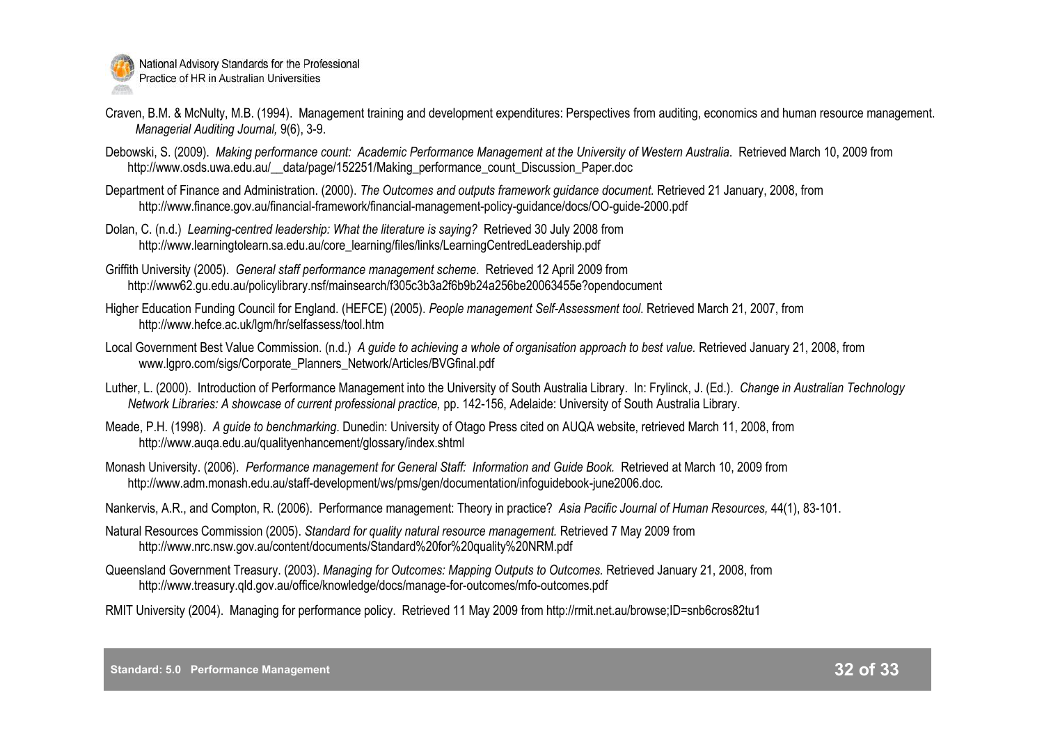Craven, B.M. & McNulty, M.B. (1994). Management training and development expenditures: Perspectives from auditing, economics and human resource management. *Managerial Auditing Journal,* 9(6), 3-9.

Debowski, S. (2009). *Making performance count: Academic Performance Management at the University of Western Australia*. Retrieved March 10, 2009 from http://www.osds.uwa.edu.au/__data/page/152251/Making_performance_count_Discussion_Paper.doc

Department of Finance and Administration. (2000). *The Outcomes and outputs framework guidance document.* Retrieved 21 January, 2008, from http://www.finance.gov.au/financial-framework/financial-management-policy-guidance/docs/OO-guide-2000.pdf

Dolan, C. (n.d.) *Learning-centred leadership: What the literature is saying?* Retrieved 30 July 2008 from http://www.learningtolearn.sa.edu.au/core_learning/files/links/LearningCentredLeadership.pdf

Griffith University (2005). *General staff performance management scheme*. Retrieved 12 April 2009 from http://www62.gu.edu.au/policylibrary.nsf/mainsearch/f305c3b3a2f6b9b24a256be20063455e?opendocument

Higher Education Funding Council for England. (HEFCE) (2005). *People management Self-Assessment tool*. Retrieved March 21, 2007, from http://www.hefce.ac.uk/lgm/hr/selfassess/tool.htm

Local Government Best Value Commission. (n.d.) *A guide to achieving a whole of organisation approach to best value.* Retrieved January 21, 2008, from www.lgpro.com/sigs/Corporate_Planners_Network/Articles/BVGfinal.pdf

Luther, L. (2000). Introduction of Performance Management into the University of South Australia Library. In: Frylinck, J. (Ed.). *Change in Australian Technology Network Libraries: A showcase of current professional practice,* pp. 142-156, Adelaide: University of South Australia Library.

Meade, P.H. (1998). *A guide to benchmarking*. Dunedin: University of Otago Press cited on AUQA website, retrieved March 11, 2008, from http://www.auqa.edu.au/qualityenhancement/glossary/index.shtml

Monash University. (2006). *Performance management for General Staff: Information and Guide Book.* Retrieved at March 10, 2009 from http://www.adm.monash.edu.au/staff-development/ws/pms/gen/documentation/infoguidebook-june2006.doc*.*

Nankervis, A.R., and Compton, R. (2006). Performance management: Theory in practice? *Asia Pacific Journal of Human Resources,* 44(1), 83-101.

Natural Resources Commission (2005). *Standard for quality natural resource management.* Retrieved 7 May 2009 from http://www.nrc.nsw.gov.au/content/documents/Standard%20for%20quality%20NRM.pdf

Queensland Government Treasury. (2003). *Managing for Outcomes: Mapping Outputs to Outcomes.* Retrieved January 21, 2008, from http://www.treasury.qld.gov.au/office/knowledge/docs/manage-for-outcomes/mfo-outcomes.pdf

RMIT University (2004). Managing for performance policy. Retrieved 11 May 2009 from http://rmit.net.au/browse;ID=snb6cros82tu1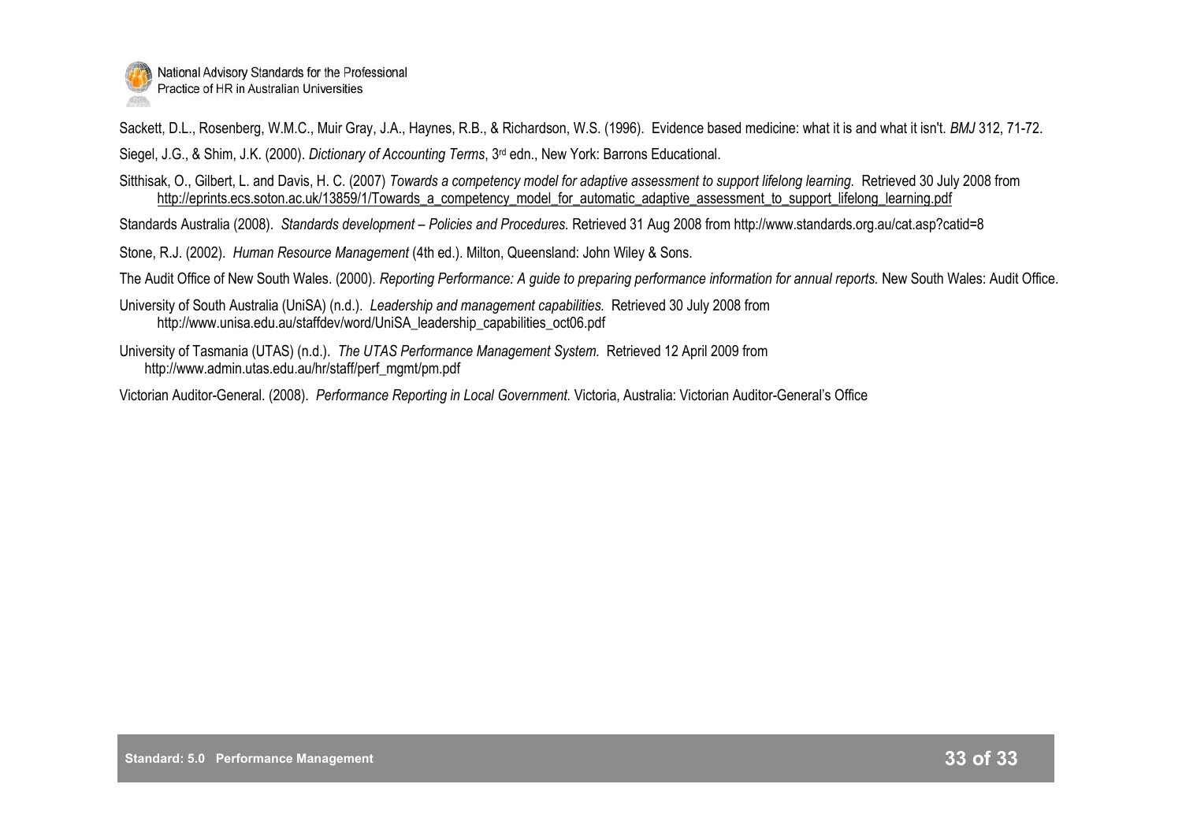Sackett, D.L., Rosenberg, W.M.C., Muir Gray, J.A., Haynes, R.B., & Richardson, W.S. (1996). Evidence based medicine: what it is and what it isn't. *BMJ* 312, 71-72.

Siegel, J.G., & Shim, J.K. (2000). *Dictionary of Accounting Terms*, 3rd edn., New York: Barrons Educational.

Sitthisak, O., Gilbert, L. and Davis, H. C. (2007) *Towards a competency model for adaptive assessment to support lifelong learning.* Retrieved 30 July 2008 from http://eprints.ecs.soton.ac.uk/13859/1/Towards_a_competency_model_for_automatic_adaptive_assessment_to_support_lifelong_learning.pdf

Standards Australia (2008). *Standards development – Policies and Procedures.* Retrieved 31 Aug 2008 from http://www.standards.org.au/cat.asp?catid=8

Stone, R.J. (2002). *Human Resource Management* (4th ed.). Milton, Queensland: John Wiley & Sons.

The Audit Office of New South Wales. (2000). *Reporting Performance: A guide to preparing performance information for annual reports.* New South Wales: Audit Office.

University of South Australia (UniSA) (n.d.). *Leadership and management capabilities.* Retrieved 30 July 2008 from http://www.unisa.edu.au/staffdev/word/UniSA_leadership_capabilities_oct06.pdf

University of Tasmania (UTAS) (n.d.). *The UTAS Performance Management System.* Retrieved 12 April 2009 from http://www.admin.utas.edu.au/hr/staff/perf_mgmt/pm.pdf

Victorian Auditor-General. (2008). *Performance Reporting in Local Government.* Victoria, Australia: Victorian Auditor-General's Office